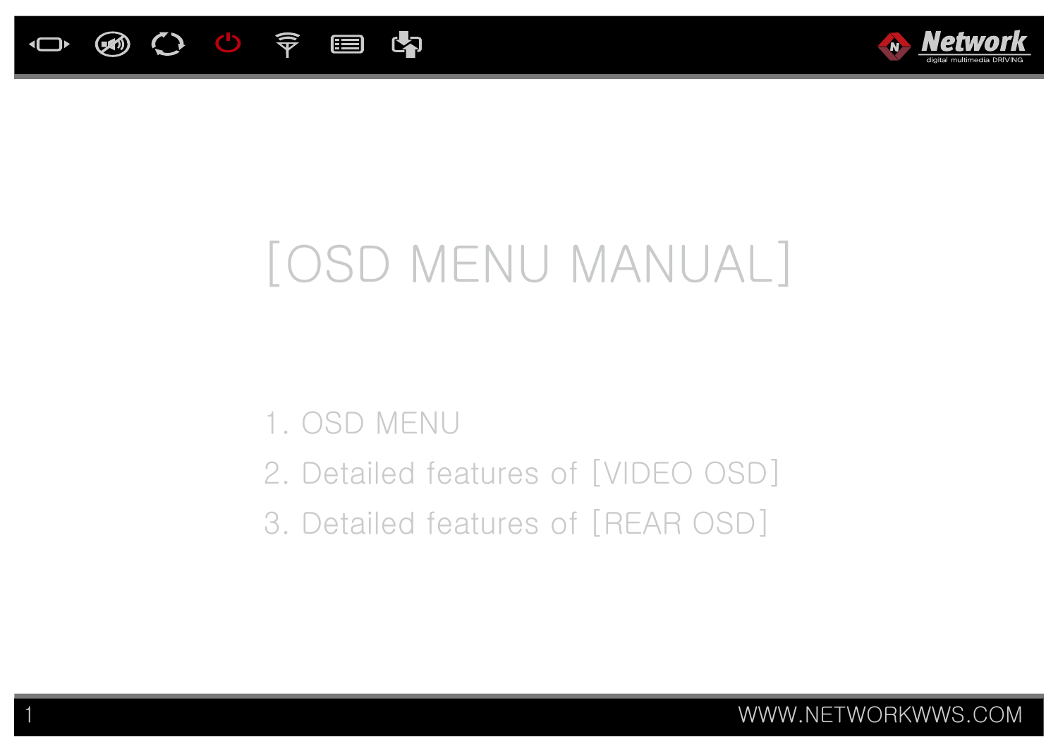# [OSD MENU MANUAL]

1. OSD MENU
2. Detailed features of [VIDEO OSD]
3. Detailed features of [REAR OSD]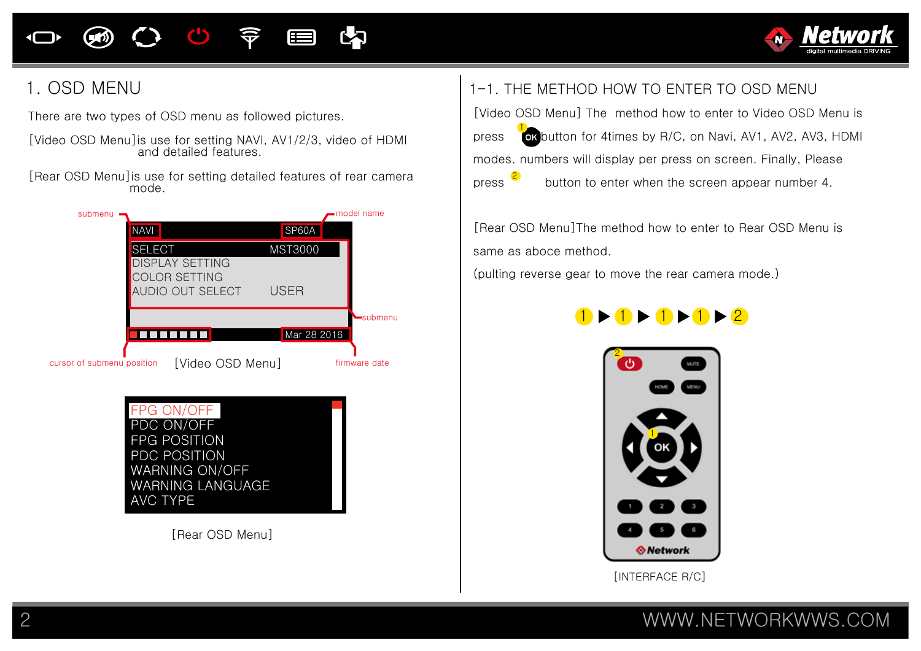# 1. OSD MENU

There are two types of OSD menu as followed pictures.

[Video OSD Menu]is use for setting NAVI, AV1/2/3, video of HDMI and detailed features.

[Rear OSD Menu]is use for setting detailed features of rear camera mode.

submenu

NAVI SP60A

model name

SELECT MST3000
DISPLAY SETTING
COLOR SETTING
AUDIO OUT SELECT USER

submenu

Mar 28 2016

cursor of submenu position

[Video OSD Menu]

firmware date

FPG ON/OFF
PDC ON/OFF
FPG POSITION
PDC POSITION
WARNING ON/OFF
WARNING LANGUAGE
AVC TYPE

[Rear OSD Menu]

## 1-1. THE METHOD HOW TO ENTER TO OSD MENU

[Video OSD Menu] The method how to enter to Video OSD Menu is press [1] OK button for 4times by R/C, on Navi, AV1, AV2, AV3, HDMI modes. numbers will display per press on screen. Finally, Please press [2] button to enter when the screen appear number 4.

[Rear OSD Menu]The method how to enter to Rear OSD Menu is same as aboce method.
(pulting reverse gear to move the rear camera mode.)

1 ▶ 1 ▶ 1 ▶ 1 ▶ 2

[INTERFACE R/C]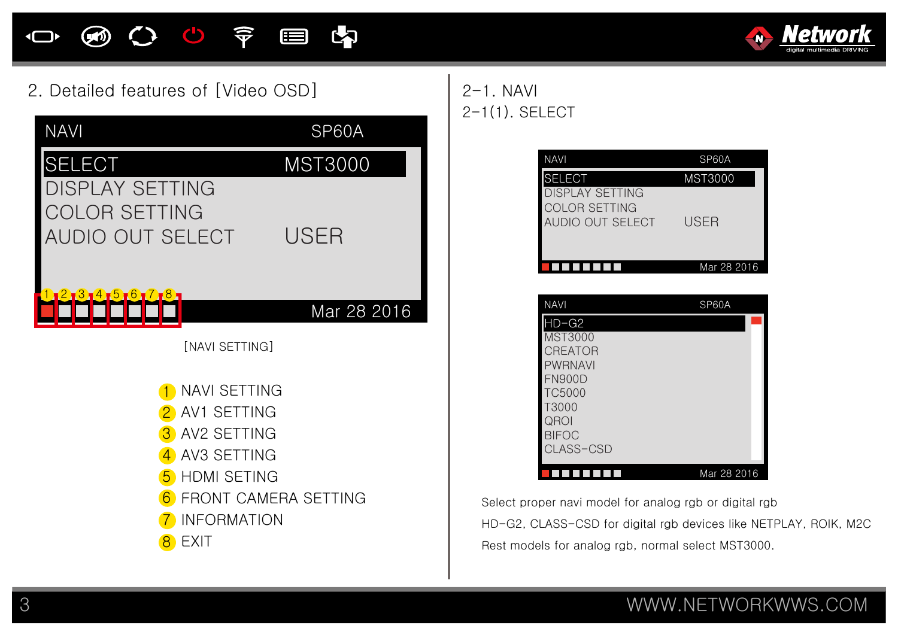## 2. Detailed features of [Video OSD]

NAVI SP60A

SELECT MST3000
DISPLAY SETTING
COLOR SETTING
AUDIO OUT SELECT USER

1 2 3 4 5 6 7 8

Mar 28 2016

[NAVI SETTING]

1. NAVI SETTING
2. AV1 SETTING
3. AV2 SETTING
4. AV3 SETTING
5. HDMI SETING
6. FRONT CAMERA SETTING
7. INFORMATION
8. EXIT

## 2-1. NAVI

### 2-1(1). SELECT

NAVI SP60A

SELECT MST3000
DISPLAY SETTING
COLOR SETTING
AUDIO OUT SELECT USER

Mar 28 2016

NAVI SP60A

HD-G2
MST3000
CREATOR
PWRNAVI
FN900D
TC5000
T3000
QROI
BIFOC
CLASS-CSD

Mar 28 2016

Select proper navi model for analog rgb or digital rgb

HD-G2, CLASS-CSD for digital rgb devices like NETPLAY, ROIK, M2C

Rest models for analog rgb, normal select MST3000.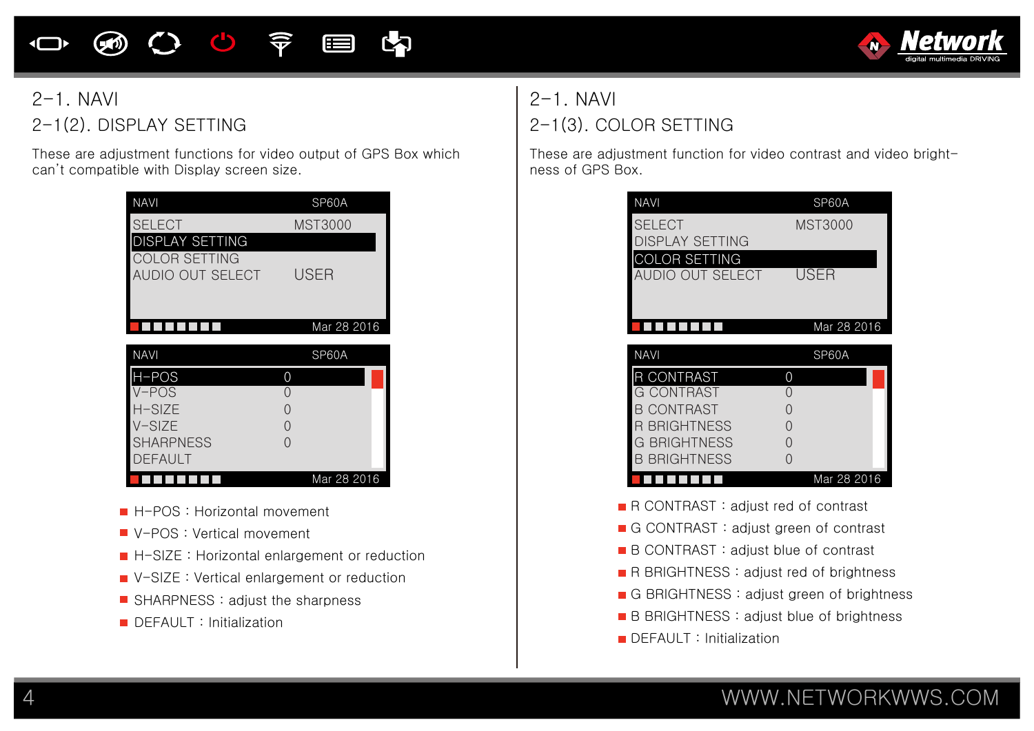## 2-1. NAVI

### 2-1(2). DISPLAY SETTING

These are adjustment functions for video output of GPS Box which can't compatible with Display screen size.

```
NAVI                          SP60A
SELECT                        MST3000
DISPLAY SETTING
COLOR SETTING
AUDIO OUT SELECT              USER
                         Mar 28 2016
```

```
NAVI                          SP60A
H-POS                         0
V-POS                         0
H-SIZE                        0
V-SIZE                        0
SHARPNESS                     0
DEFAULT
                         Mar 28 2016
```

- H-POS : Horizontal movement
- V-POS : Vertical movement
- H-SIZE : Horizontal enlargement or reduction
- V-SIZE : Vertical enlargement or reduction
- SHARPNESS : adjust the sharpness
- DEFAULT : Initialization

## 2-1. NAVI

### 2-1(3). COLOR SETTING

These are adjustment function for video contrast and video brightness of GPS Box.

```
NAVI                          SP60A
SELECT                        MST3000
DISPLAY SETTING
COLOR SETTING
AUDIO OUT SELECT              USER
                         Mar 28 2016
```

```
NAVI                          SP60A
R CONTRAST                    0
G CONTRAST                    0
B CONTRAST                    0
R BRIGHTNESS                  0
G BRIGHTNESS                  0
B BRIGHTNESS                  0
                         Mar 28 2016
```

- R CONTRAST : adjust red of contrast
- G CONTRAST : adjust green of contrast
- B CONTRAST : adjust blue of contrast
- R BRIGHTNESS : adjust red of brightness
- G BRIGHTNESS : adjust green of brightness
- B BRIGHTNESS : adjust blue of brightness
- DEFAULT : Initialization

WWW.NETWORKWWS.COM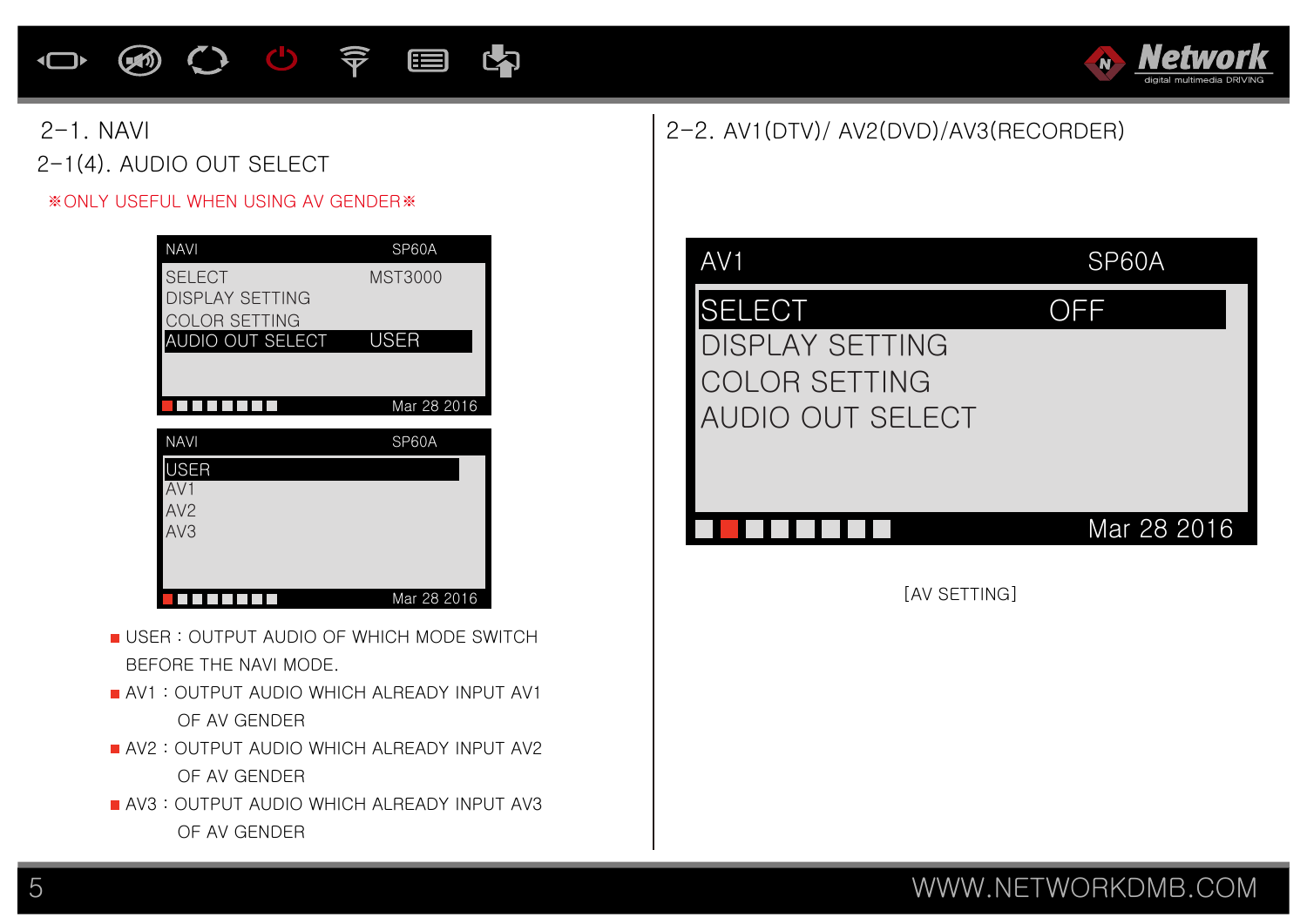## 2-1. NAVI

### 2-1(4). AUDIO OUT SELECT

※ONLY USEFUL WHEN USING AV GENDER※

| NAVI | SP60A |
|---|---|
| SELECT | MST3000 |
| DISPLAY SETTING | |
| COLOR SETTING | |
| AUDIO OUT SELECT | USER |
| | Mar 28 2016 |

| NAVI | SP60A |
|---|---|
| USER | |
| AV1 | |
| AV2 | |
| AV3 | |
| | Mar 28 2016 |

- USER : OUTPUT AUDIO OF WHICH MODE SWITCH BEFORE THE NAVI MODE.
- AV1 : OUTPUT AUDIO WHICH ALREADY INPUT AV1 OF AV GENDER
- AV2 : OUTPUT AUDIO WHICH ALREADY INPUT AV2 OF AV GENDER
- AV3 : OUTPUT AUDIO WHICH ALREADY INPUT AV3 OF AV GENDER

## 2-2. AV1(DTV)/ AV2(DVD)/AV3(RECORDER)

| AV1 | SP60A |
|---|---|
| SELECT | OFF |
| DISPLAY SETTING | |
| COLOR SETTING | |
| AUDIO OUT SELECT | |
| | Mar 28 2016 |

[AV SETTING]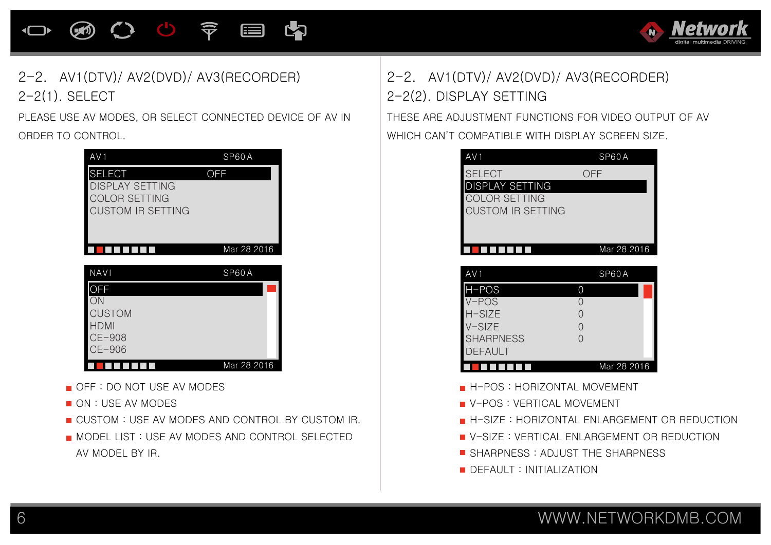## 2-2. AV1(DTV)/ AV2(DVD)/ AV3(RECORDER)

### 2-2(1). SELECT

PLEASE USE AV MODES, OR SELECT CONNECTED DEVICE OF AV IN ORDER TO CONTROL.

```
AV1                         SP60A
SELECT                OFF
DISPLAY SETTING
COLOR SETTING
CUSTOM IR SETTING
                      Mar 28 2016
```

```
NAVI                        SP60A
OFF
ON
CUSTOM
HDMI
CE-908
CE-906
                      Mar 28 2016
```

- OFF : DO NOT USE AV MODES
- ON : USE AV MODES
- CUSTOM : USE AV MODES AND CONTROL BY CUSTOM IR.
- MODEL LIST : USE AV MODES AND CONTROL SELECTED AV MODEL BY IR.

## 2-2. AV1(DTV)/ AV2(DVD)/ AV3(RECORDER)

### 2-2(2). DISPLAY SETTING

THESE ARE ADJUSTMENT FUNCTIONS FOR VIDEO OUTPUT OF AV WHICH CAN'T COMPATIBLE WITH DISPLAY SCREEN SIZE.

```
AV1                         SP60A
SELECT                OFF
DISPLAY SETTING
COLOR SETTING
CUSTOM IR SETTING
                      Mar 28 2016
```

```
AV1                         SP60A
H-POS                 0
V-POS                 0
H-SIZE                0
V-SIZE                0
SHARPNESS             0
DEFAULT
                      Mar 28 2016
```

- H-POS : HORIZONTAL MOVEMENT
- V-POS : VERTICAL MOVEMENT
- H-SIZE : HORIZONTAL ENLARGEMENT OR REDUCTION
- V-SIZE : VERTICAL ENLARGEMENT OR REDUCTION
- SHARPNESS : ADJUST THE SHARPNESS
- DEFAULT : INITIALIZATION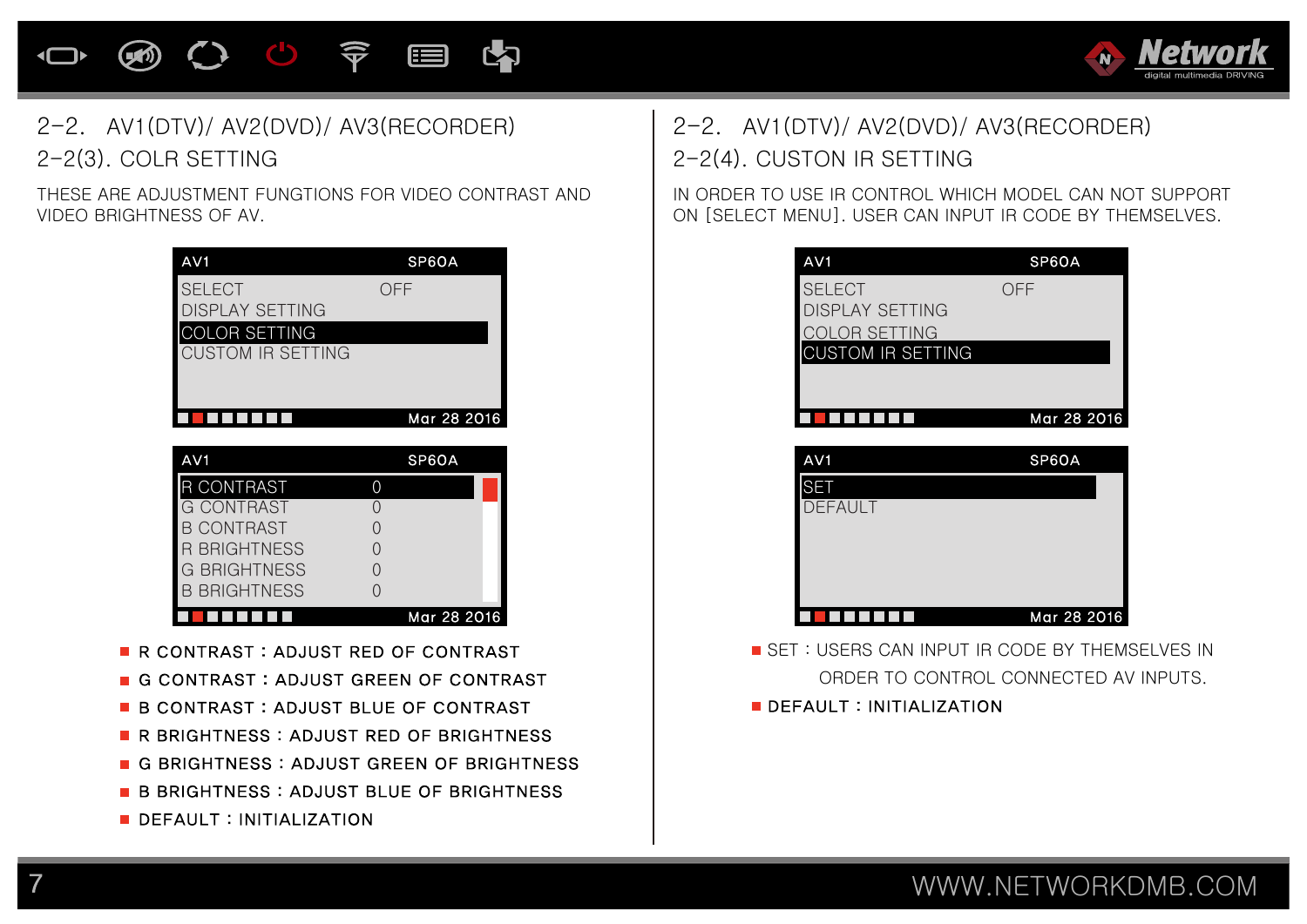## 2-2. AV1(DTV)/ AV2(DVD)/ AV3(RECORDER)

### 2-2(3). COLR SETTING

THESE ARE ADJUSTMENT FUNGTIONS FOR VIDEO CONTRAST AND VIDEO BRIGHTNESS OF AV.

| AV1 | SP60A |
|---|---|
| SELECT | OFF |
| DISPLAY SETTING | |
| **COLOR SETTING** | |
| CUSTOM IR SETTING | |
| | Mar 28 2016 |

| AV1 | SP60A |
|---|---|
| **R CONTRAST** | 0 |
| G CONTRAST | 0 |
| B CONTRAST | 0 |
| R BRIGHTNESS | 0 |
| G BRIGHTNESS | 0 |
| B BRIGHTNESS | 0 |
| | Mar 28 2016 |

- R CONTRAST : ADJUST RED OF CONTRAST
- G CONTRAST : ADJUST GREEN OF CONTRAST
- B CONTRAST : ADJUST BLUE OF CONTRAST
- R BRIGHTNESS : ADJUST RED OF BRIGHTNESS
- G BRIGHTNESS : ADJUST GREEN OF BRIGHTNESS
- B BRIGHTNESS : ADJUST BLUE OF BRIGHTNESS
- DEFAULT : INITIALIZATION

## 2-2. AV1(DTV)/ AV2(DVD)/ AV3(RECORDER)

### 2-2(4). CUSTON IR SETTING

IN ORDER TO USE IR CONTROL WHICH MODEL CAN NOT SUPPORT ON [SELECT MENU]. USER CAN INPUT IR CODE BY THEMSELVES.

| AV1 | SP60A |
|---|---|
| SELECT | OFF |
| DISPLAY SETTING | |
| COLOR SETTING | |
| **CUSTOM IR SETTING** | |
| | Mar 28 2016 |

| AV1 | SP60A |
|---|---|
| **SET** | |
| DEFAULT | |
| | Mar 28 2016 |

- SET : USERS CAN INPUT IR CODE BY THEMSELVES IN ORDER TO CONTROL CONNECTED AV INPUTS.
- DEFAULT : INITIALIZATION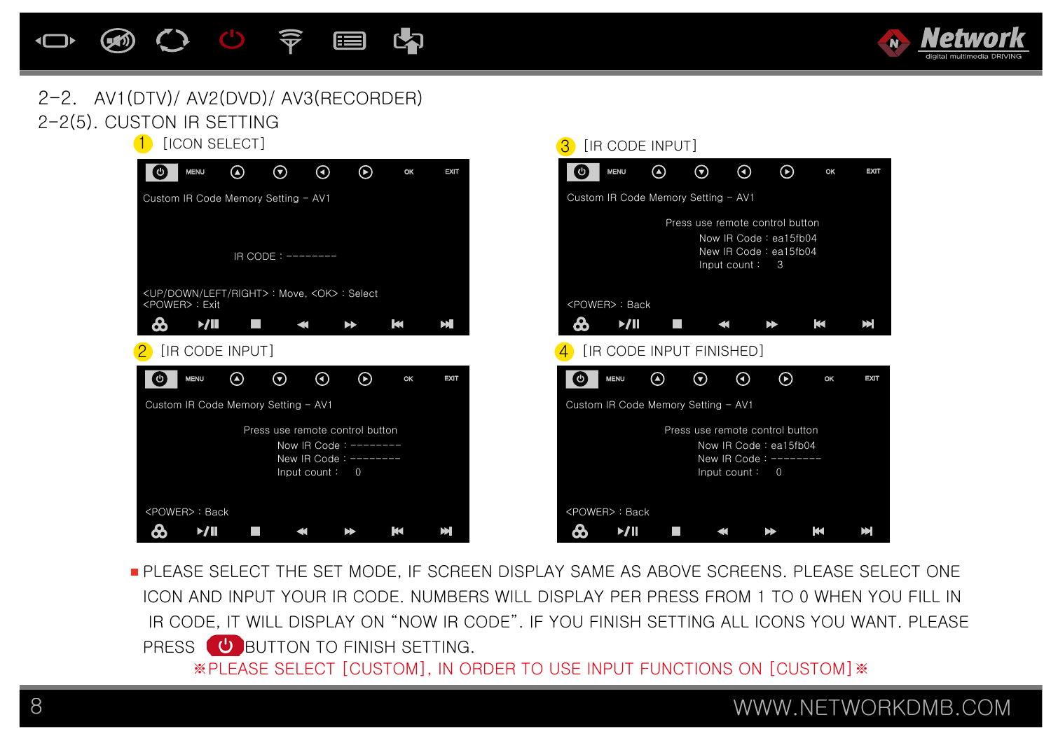## 2-2. AV1(DTV)/ AV2(DVD)/ AV3(RECORDER)

### 2-2(5). CUSTON IR SETTING

1 [ICON SELECT]

MENU OK EXIT

Custom IR Code Memory Setting - AV1

IR CODE : --------

<UP/DOWN/LEFT/RIGHT> : Move, <OK> : Select
<POWER> : Exit

2 [IR CODE INPUT]

MENU OK EXIT

Custom IR Code Memory Setting - AV1

Press use remote control button
Now IR Code : --------
New IR Code : --------
Input count : 0

<POWER> : Back

3 [IR CODE INPUT]

MENU OK EXIT

Custom IR Code Memory Setting - AV1

Press use remote control button
Now IR Code : ea15fb04
New IR Code : ea15fb04
Input count : 3

<POWER> : Back

4 [IR CODE INPUT FINISHED]

MENU OK EXIT

Custom IR Code Memory Setting - AV1

Press use remote control button
Now IR Code : ea15fb04
New IR Code : --------
Input count : 0

<POWER> : Back

- PLEASE SELECT THE SET MODE, IF SCREEN DISPLAY SAME AS ABOVE SCREENS. PLEASE SELECT ONE ICON AND INPUT YOUR IR CODE. NUMBERS WILL DISPLAY PER PRESS FROM 1 TO 0 WHEN YOU FILL IN IR CODE, IT WILL DISPLAY ON “NOW IR CODE”. IF YOU FINISH SETTING ALL ICONS YOU WANT. PLEASE PRESS (POWER) BUTTON TO FINISH SETTING.

※PLEASE SELECT [CUSTOM], IN ORDER TO USE INPUT FUNCTIONS ON [CUSTOM]※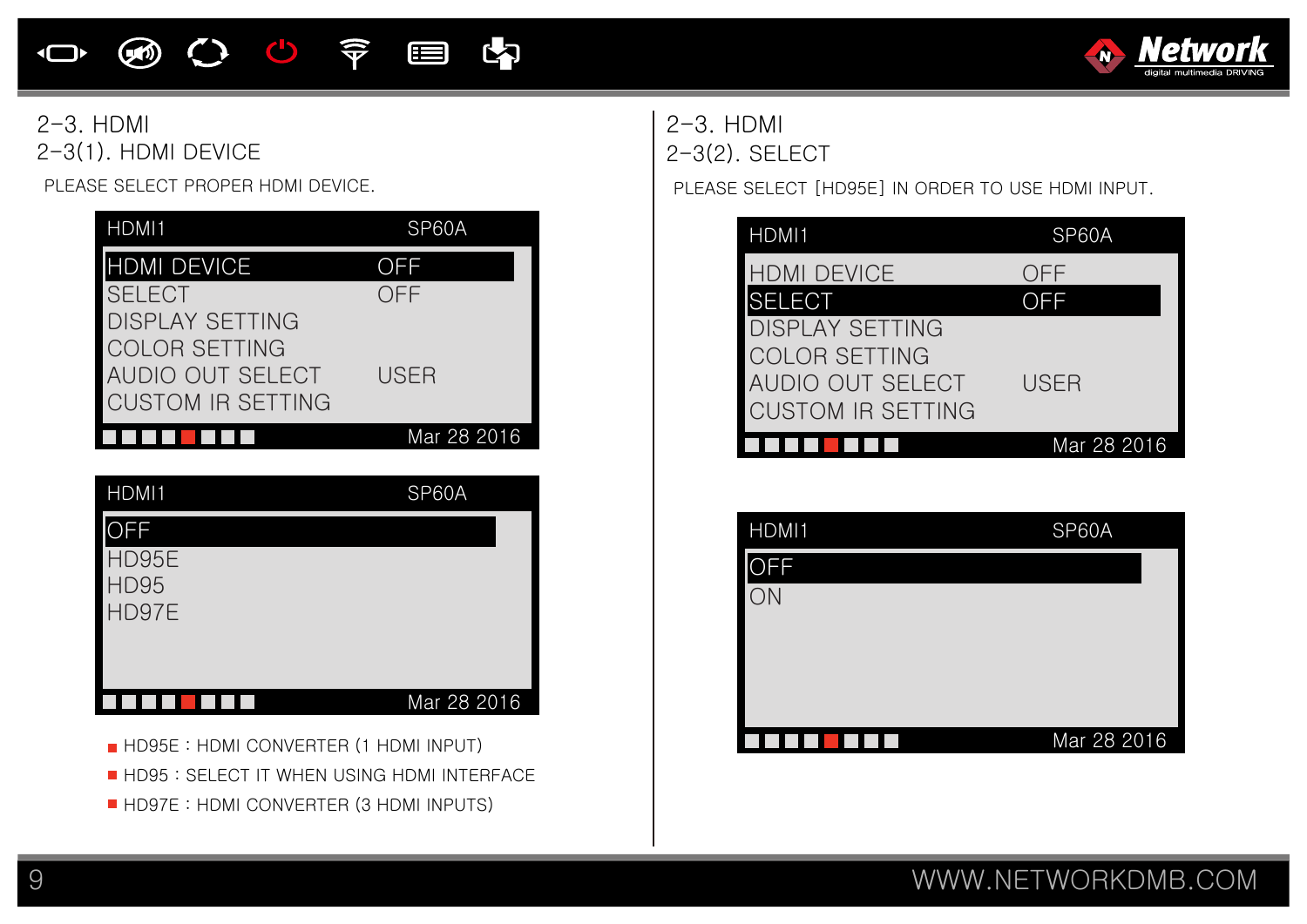## 2-3. HDMI

### 2-3(1). HDMI DEVICE

PLEASE SELECT PROPER HDMI DEVICE.

```
HDMI1                    SP60A
HDMI DEVICE              OFF
SELECT                   OFF
DISPLAY SETTING
COLOR SETTING
AUDIO OUT SELECT         USER
CUSTOM IR SETTING
                         Mar 28 2016
```

```
HDMI1                    SP60A
OFF
HD95E
HD95
HD97E
                         Mar 28 2016
```

- HD95E : HDMI CONVERTER (1 HDMI INPUT)
- HD95 : SELECT IT WHEN USING HDMI INTERFACE
- HD97E : HDMI CONVERTER (3 HDMI INPUTS)

## 2-3. HDMI

### 2-3(2). SELECT

PLEASE SELECT [HD95E] IN ORDER TO USE HDMI INPUT.

```
HDMI1                    SP60A
HDMI DEVICE              OFF
SELECT                   OFF
DISPLAY SETTING
COLOR SETTING
AUDIO OUT SELECT         USER
CUSTOM IR SETTING
                         Mar 28 2016
```

```
HDMI1                    SP60A
OFF
ON
                         Mar 28 2016
```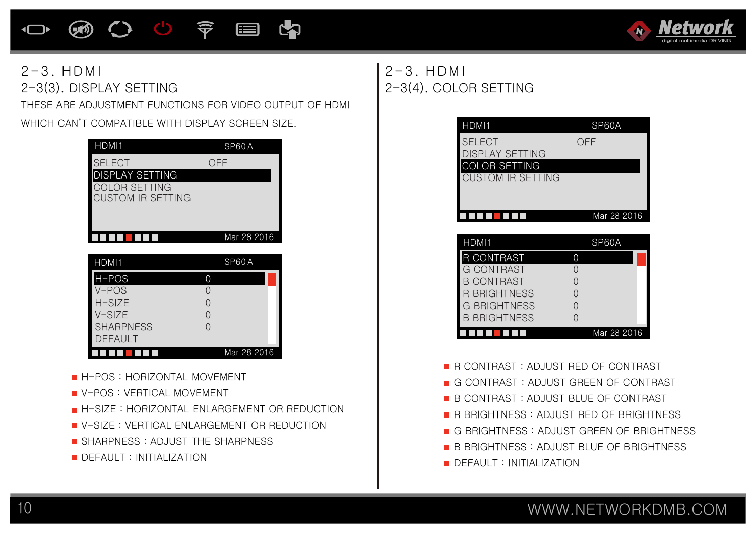## 2-3. HDMI

### 2-3(3). DISPLAY SETTING

THESE ARE ADJUSTMENT FUNCTIONS FOR VIDEO OUTPUT OF HDMI WHICH CAN'T COMPATIBLE WITH DISPLAY SCREEN SIZE.

```
HDMI1                    SP60A
SELECT                   OFF
DISPLAY SETTING
COLOR SETTING
CUSTOM IR SETTING
                         Mar 28 2016
```

```
HDMI1                    SP60A
H-POS                    0
V-POS                    0
H-SIZE                   0
V-SIZE                   0
SHARPNESS                0
DEFAULT
                         Mar 28 2016
```

- H-POS : HORIZONTAL MOVEMENT
- V-POS : VERTICAL MOVEMENT
- H-SIZE : HORIZONTAL ENLARGEMENT OR REDUCTION
- V-SIZE : VERTICAL ENLARGEMENT OR REDUCTION
- SHARPNESS : ADJUST THE SHARPNESS
- DEFAULT : INITIALIZATION

## 2-3. HDMI

### 2-3(4). COLOR SETTING

```
HDMI1                    SP60A
SELECT                   OFF
DISPLAY SETTING
COLOR SETTING
CUSTOM IR SETTING
                         Mar 28 2016
```

```
HDMI1                    SP60A
R CONTRAST               0
G CONTRAST               0
B CONTRAST               0
R BRIGHTNESS             0
G BRIGHTNESS             0
B BRIGHTNESS             0
                         Mar 28 2016
```

- R CONTRAST : ADJUST RED OF CONTRAST
- G CONTRAST : ADJUST GREEN OF CONTRAST
- B CONTRAST : ADJUST BLUE OF CONTRAST
- R BRIGHTNESS : ADJUST RED OF BRIGHTNESS
- G BRIGHTNESS : ADJUST GREEN OF BRIGHTNESS
- B BRIGHTNESS : ADJUST BLUE OF BRIGHTNESS
- DEFAULT : INITIALIZATION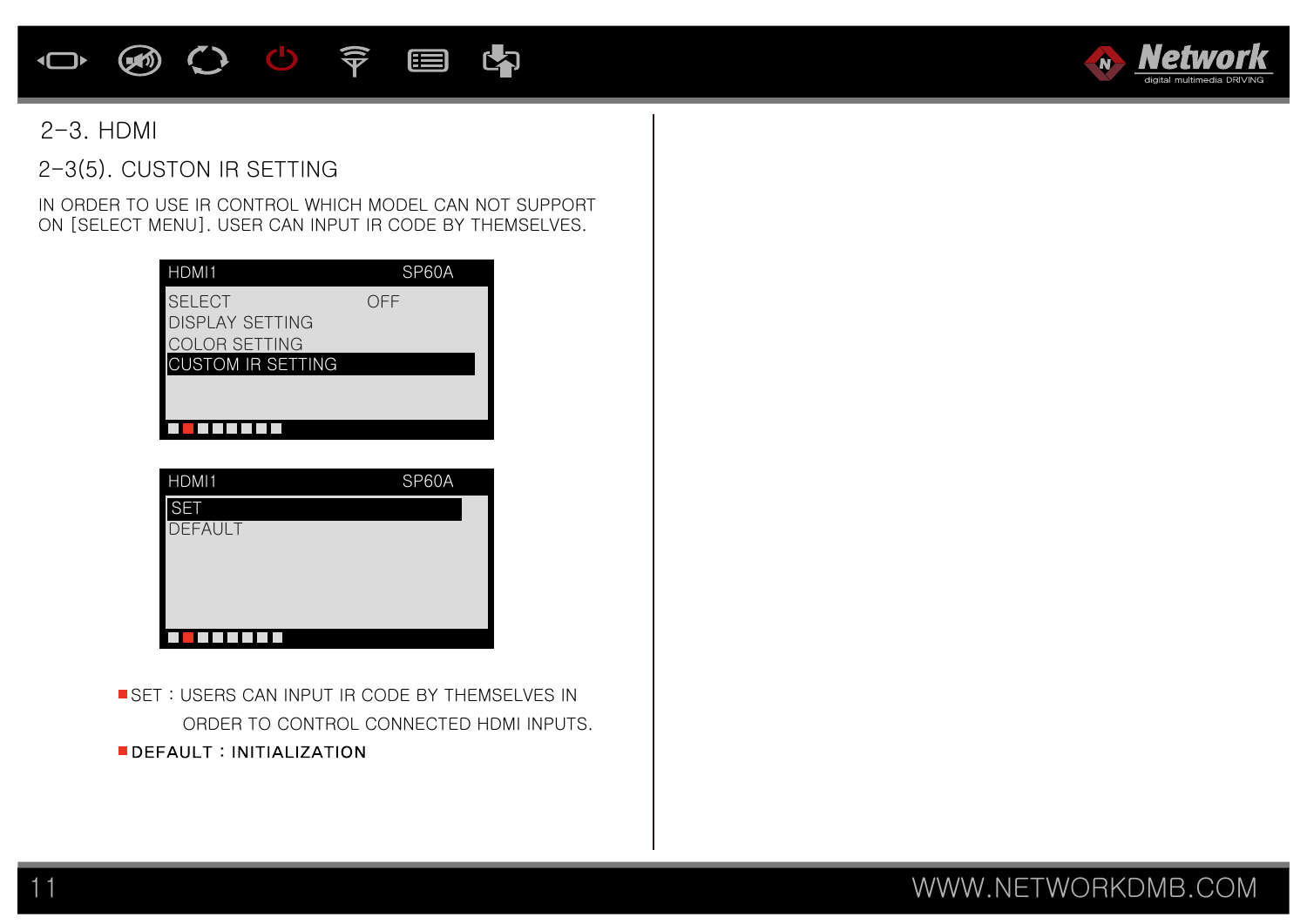## 2-3. HDMI

### 2-3(5). CUSTON IR SETTING

IN ORDER TO USE IR CONTROL WHICH MODEL CAN NOT SUPPORT ON [SELECT MENU]. USER CAN INPUT IR CODE BY THEMSELVES.

```
HDMI1                    SP60A
SELECT                   OFF
DISPLAY SETTING
COLOR SETTING
CUSTOM IR SETTING
```

```
HDMI1                    SP60A
SET
DEFAULT
```

- SET : USERS CAN INPUT IR CODE BY THEMSELVES IN ORDER TO CONTROL CONNECTED HDMI INPUTS.
- DEFAULT : INITIALIZATION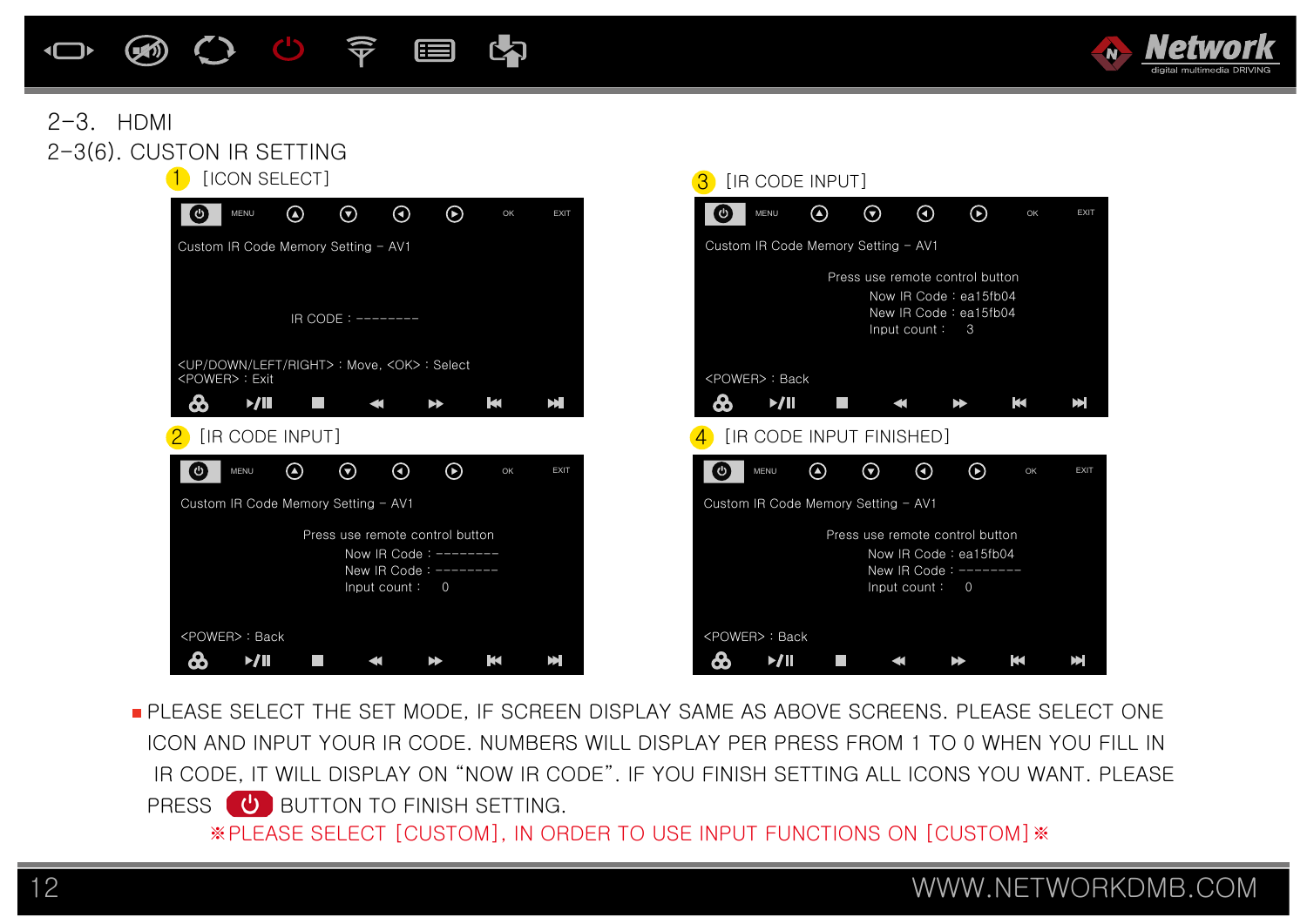## 2-3. HDMI

### 2-3(6). CUSTON IR SETTING

1 [ICON SELECT]

MENU OK EXIT

Custom IR Code Memory Setting – AV1

IR CODE : --------

<UP/DOWN/LEFT/RIGHT> : Move, <OK> : Select
<POWER> : Exit

2 [IR CODE INPUT]

MENU OK EXIT

Custom IR Code Memory Setting – AV1

Press use remote control button
Now IR Code : --------
New IR Code : --------
Input count : 0

<POWER> : Back

3 [IR CODE INPUT]

MENU OK EXIT

Custom IR Code Memory Setting – AV1

Press use remote control button
Now IR Code : ea15fb04
New IR Code : ea15fb04
Input count : 3

<POWER> : Back

4 [IR CODE INPUT FINISHED]

MENU OK EXIT

Custom IR Code Memory Setting – AV1

Press use remote control button
Now IR Code : ea15fb04
New IR Code : --------
Input count : 0

<POWER> : Back

- PLEASE SELECT THE SET MODE, IF SCREEN DISPLAY SAME AS ABOVE SCREENS. PLEASE SELECT ONE ICON AND INPUT YOUR IR CODE. NUMBERS WILL DISPLAY PER PRESS FROM 1 TO 0 WHEN YOU FILL IN IR CODE, IT WILL DISPLAY ON "NOW IR CODE". IF YOU FINISH SETTING ALL ICONS YOU WANT. PLEASE PRESS ⏻ BUTTON TO FINISH SETTING.

※PLEASE SELECT [CUSTOM], IN ORDER TO USE INPUT FUNCTIONS ON [CUSTOM]※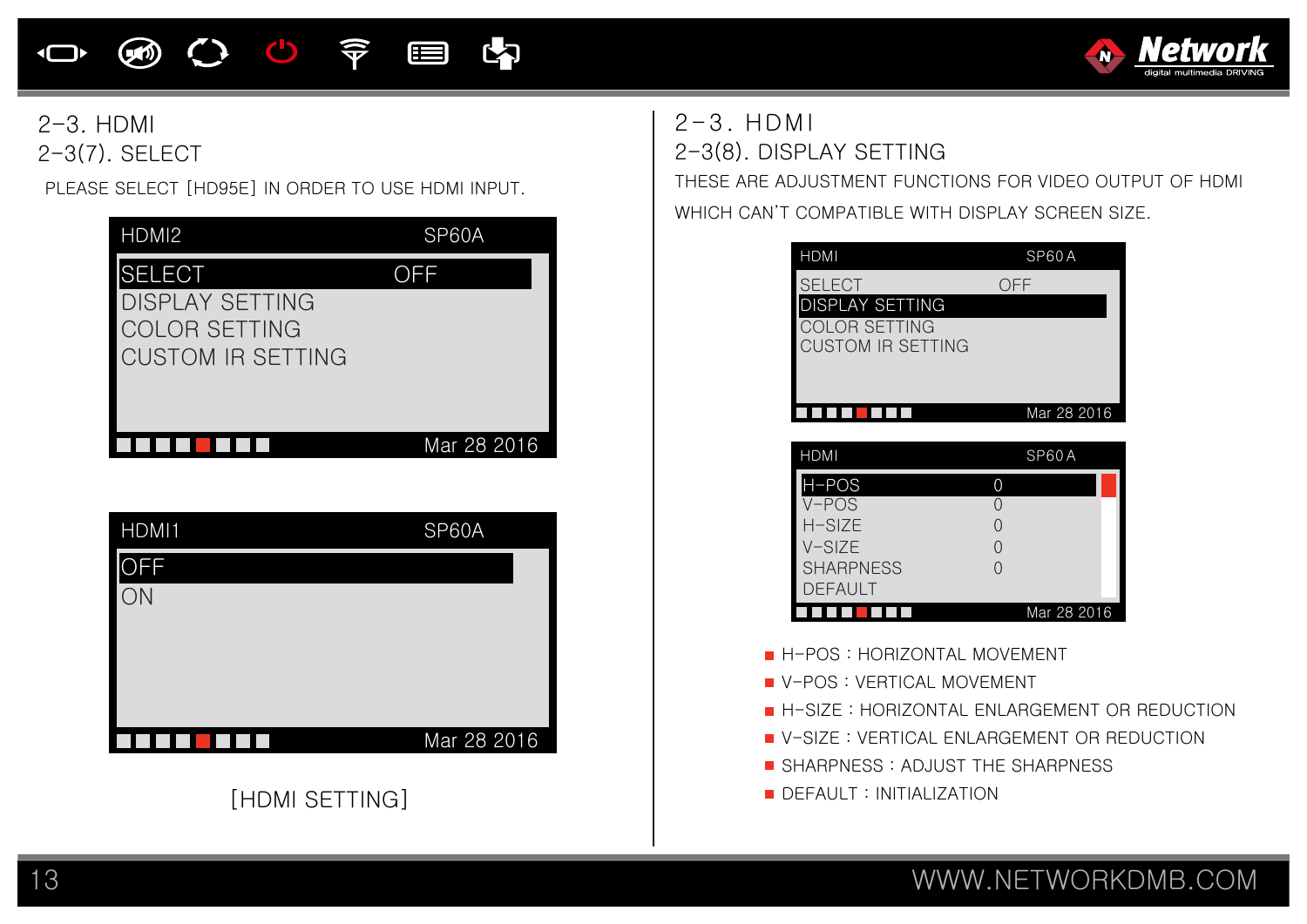## 2-3. HDMI

### 2-3(7). SELECT

PLEASE SELECT [HD95E] IN ORDER TO USE HDMI INPUT.

| HDMI2 | SP60A |
|---|---|
| SELECT | OFF |
| DISPLAY SETTING | |
| COLOR SETTING | |
| CUSTOM IR SETTING | |
| | Mar 28 2016 |

| HDMI1 | SP60A |
|---|---|
| OFF | |
| ON | |
| | Mar 28 2016 |

[HDMI SETTING]

## 2-3. HDMI

### 2-3(8). DISPLAY SETTING

THESE ARE ADJUSTMENT FUNCTIONS FOR VIDEO OUTPUT OF HDMI WHICH CAN'T COMPATIBLE WITH DISPLAY SCREEN SIZE.

| HDMI | SP60A |
|---|---|
| SELECT | OFF |
| DISPLAY SETTING | |
| COLOR SETTING | |
| CUSTOM IR SETTING | |
| | Mar 28 2016 |

| HDMI | SP60A |
|---|---|
| H-POS | 0 |
| V-POS | 0 |
| H-SIZE | 0 |
| V-SIZE | 0 |
| SHARPNESS | 0 |
| DEFAULT | |
| | Mar 28 2016 |

- H-POS : HORIZONTAL MOVEMENT
- V-POS : VERTICAL MOVEMENT
- H-SIZE : HORIZONTAL ENLARGEMENT OR REDUCTION
- V-SIZE : VERTICAL ENLARGEMENT OR REDUCTION
- SHARPNESS : ADJUST THE SHARPNESS
- DEFAULT : INITIALIZATION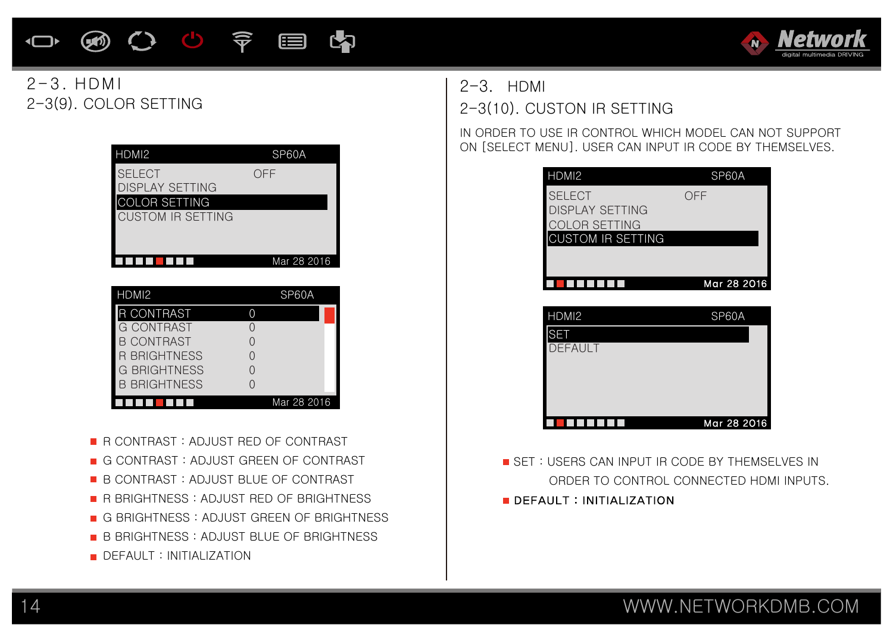## 2-3. HDMI

### 2-3(9). COLOR SETTING

| HDMI2 | SP60A |
|---|---|
| SELECT | OFF |
| DISPLAY SETTING | |
| COLOR SETTING | |
| CUSTOM IR SETTING | |
| | Mar 28 2016 |

| HDMI2 | SP60A |
|---|---|
| R CONTRAST | 0 |
| G CONTRAST | 0 |
| B CONTRAST | 0 |
| R BRIGHTNESS | 0 |
| G BRIGHTNESS | 0 |
| B BRIGHTNESS | 0 |
| | Mar 28 2016 |

- R CONTRAST : ADJUST RED OF CONTRAST
- G CONTRAST : ADJUST GREEN OF CONTRAST
- B CONTRAST : ADJUST BLUE OF CONTRAST
- R BRIGHTNESS : ADJUST RED OF BRIGHTNESS
- G BRIGHTNESS : ADJUST GREEN OF BRIGHTNESS
- B BRIGHTNESS : ADJUST BLUE OF BRIGHTNESS
- DEFAULT : INITIALIZATION

## 2-3. HDMI

### 2-3(10). CUSTON IR SETTING

IN ORDER TO USE IR CONTROL WHICH MODEL CAN NOT SUPPORT ON [SELECT MENU]. USER CAN INPUT IR CODE BY THEMSELVES.

| HDMI2 | SP60A |
|---|---|
| SELECT | OFF |
| DISPLAY SETTING | |
| COLOR SETTING | |
| CUSTOM IR SETTING | |
| | Mar 28 2016 |

| HDMI2 | SP60A |
|---|---|
| SET | |
| DEFAULT | |
| | Mar 28 2016 |

- SET : USERS CAN INPUT IR CODE BY THEMSELVES IN ORDER TO CONTROL CONNECTED HDMI INPUTS.
- DEFAULT : INITIALIZATION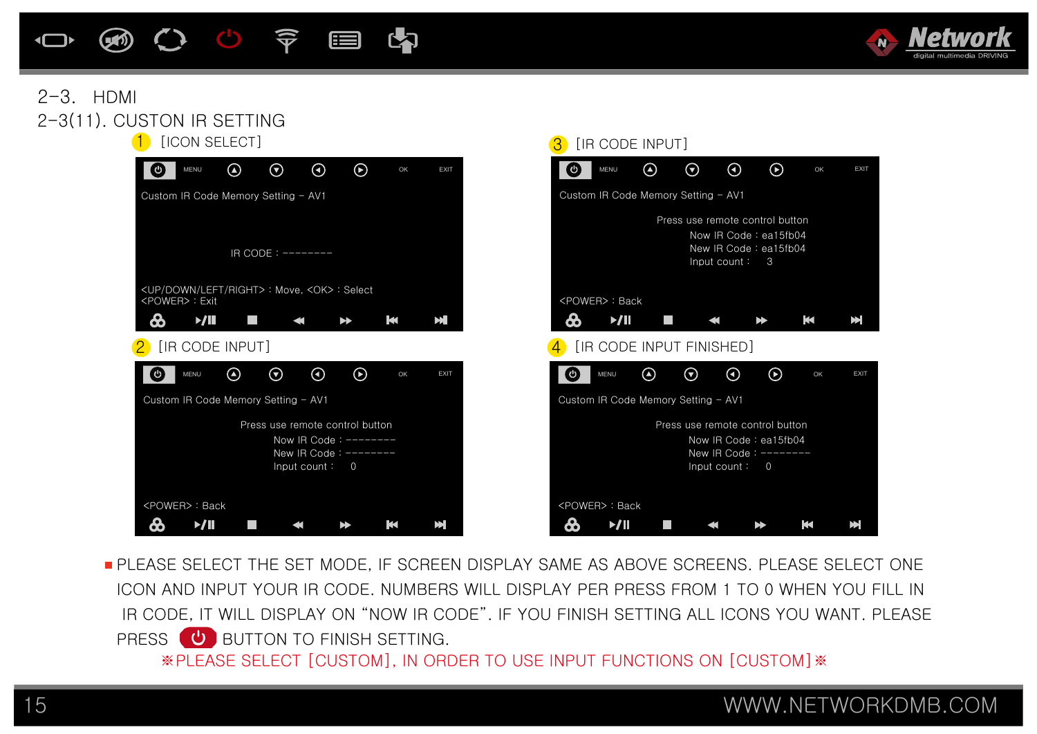## 2-3. HDMI

### 2-3(11). CUSTON IR SETTING

1 [ICON SELECT]

MENU OK EXIT

Custom IR Code Memory Setting - AV1

IR CODE : --------

<UP/DOWN/LEFT/RIGHT> : Move, <OK> : Select
<POWER> : Exit

2 [IR CODE INPUT]

MENU OK EXIT

Custom IR Code Memory Setting - AV1

Press use remote control button
Now IR Code : --------
New IR Code : --------
Input count : 0

<POWER> : Back

3 [IR CODE INPUT]

MENU OK EXIT

Custom IR Code Memory Setting - AV1

Press use remote control button
Now IR Code : ea15fb04
New IR Code : ea15fb04
Input count : 3

<POWER> : Back

4 [IR CODE INPUT FINISHED]

MENU OK EXIT

Custom IR Code Memory Setting - AV1

Press use remote control button
Now IR Code : ea15fb04
New IR Code : --------
Input count : 0

<POWER> : Back

- PLEASE SELECT THE SET MODE, IF SCREEN DISPLAY SAME AS ABOVE SCREENS. PLEASE SELECT ONE ICON AND INPUT YOUR IR CODE. NUMBERS WILL DISPLAY PER PRESS FROM 1 TO 0 WHEN YOU FILL IN IR CODE, IT WILL DISPLAY ON "NOW IR CODE". IF YOU FINISH SETTING ALL ICONS YOU WANT. PLEASE PRESS ⏻ BUTTON TO FINISH SETTING.

※PLEASE SELECT [CUSTOM], IN ORDER TO USE INPUT FUNCTIONS ON [CUSTOM]※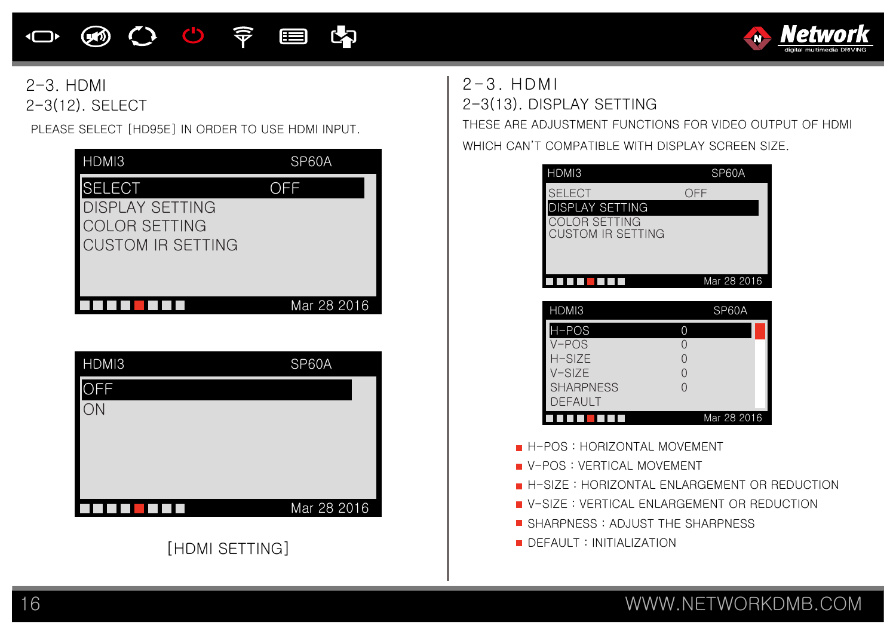## 2-3. HDMI

### 2-3(12). SELECT

PLEASE SELECT [HD95E] IN ORDER TO USE HDMI INPUT.

HDMI3 SP60A

SELECT OFF
DISPLAY SETTING
COLOR SETTING
CUSTOM IR SETTING

Mar 28 2016

HDMI3 SP60A

OFF
ON

Mar 28 2016

[HDMI SETTING]

## 2-3. HDMI

### 2-3(13). DISPLAY SETTING

THESE ARE ADJUSTMENT FUNCTIONS FOR VIDEO OUTPUT OF HDMI WHICH CAN'T COMPATIBLE WITH DISPLAY SCREEN SIZE.

HDMI3 SP60A

SELECT OFF
DISPLAY SETTING
COLOR SETTING
CUSTOM IR SETTING

Mar 28 2016

HDMI3 SP60A

| | |
|---|---|
| H-POS | 0 |
| V-POS | 0 |
| H-SIZE | 0 |
| V-SIZE | 0 |
| SHARPNESS | 0 |
| DEFAULT | |

Mar 28 2016

- H-POS : HORIZONTAL MOVEMENT
- V-POS : VERTICAL MOVEMENT
- H-SIZE : HORIZONTAL ENLARGEMENT OR REDUCTION
- V-SIZE : VERTICAL ENLARGEMENT OR REDUCTION
- SHARPNESS : ADJUST THE SHARPNESS
- DEFAULT : INITIALIZATION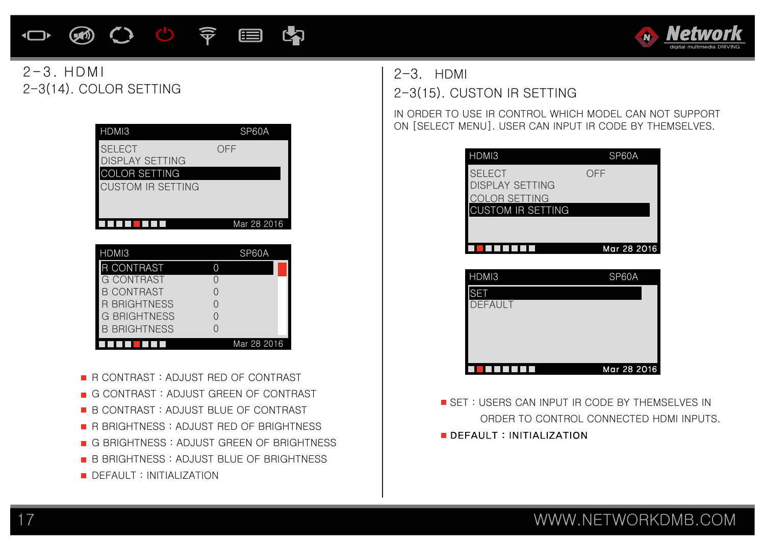# 2-3. HDMI

## 2-3(14). COLOR SETTING

HDMI3 SP60A

SELECT OFF
DISPLAY SETTING
COLOR SETTING
CUSTOM IR SETTING

Mar 28 2016

HDMI3 SP60A

| | |
|---|---|
| R CONTRAST | 0 |
| G CONTRAST | 0 |
| B CONTRAST | 0 |
| R BRIGHTNESS | 0 |
| G BRIGHTNESS | 0 |
| B BRIGHTNESS | 0 |

Mar 28 2016

- R CONTRAST : ADJUST RED OF CONTRAST
- G CONTRAST : ADJUST GREEN OF CONTRAST
- B CONTRAST : ADJUST BLUE OF CONTRAST
- R BRIGHTNESS : ADJUST RED OF BRIGHTNESS
- G BRIGHTNESS : ADJUST GREEN OF BRIGHTNESS
- B BRIGHTNESS : ADJUST BLUE OF BRIGHTNESS
- DEFAULT : INITIALIZATION

# 2-3. HDMI

## 2-3(15). CUSTON IR SETTING

IN ORDER TO USE IR CONTROL WHICH MODEL CAN NOT SUPPORT ON [SELECT MENU]. USER CAN INPUT IR CODE BY THEMSELVES.

HDMI3 SP60A

SELECT OFF
DISPLAY SETTING
COLOR SETTING
CUSTOM IR SETTING

Mar 28 2016

HDMI3 SP60A

SET
DEFAULT

Mar 28 2016

- SET : USERS CAN INPUT IR CODE BY THEMSELVES IN ORDER TO CONTROL CONNECTED HDMI INPUTS.
- DEFAULT : INITIALIZATION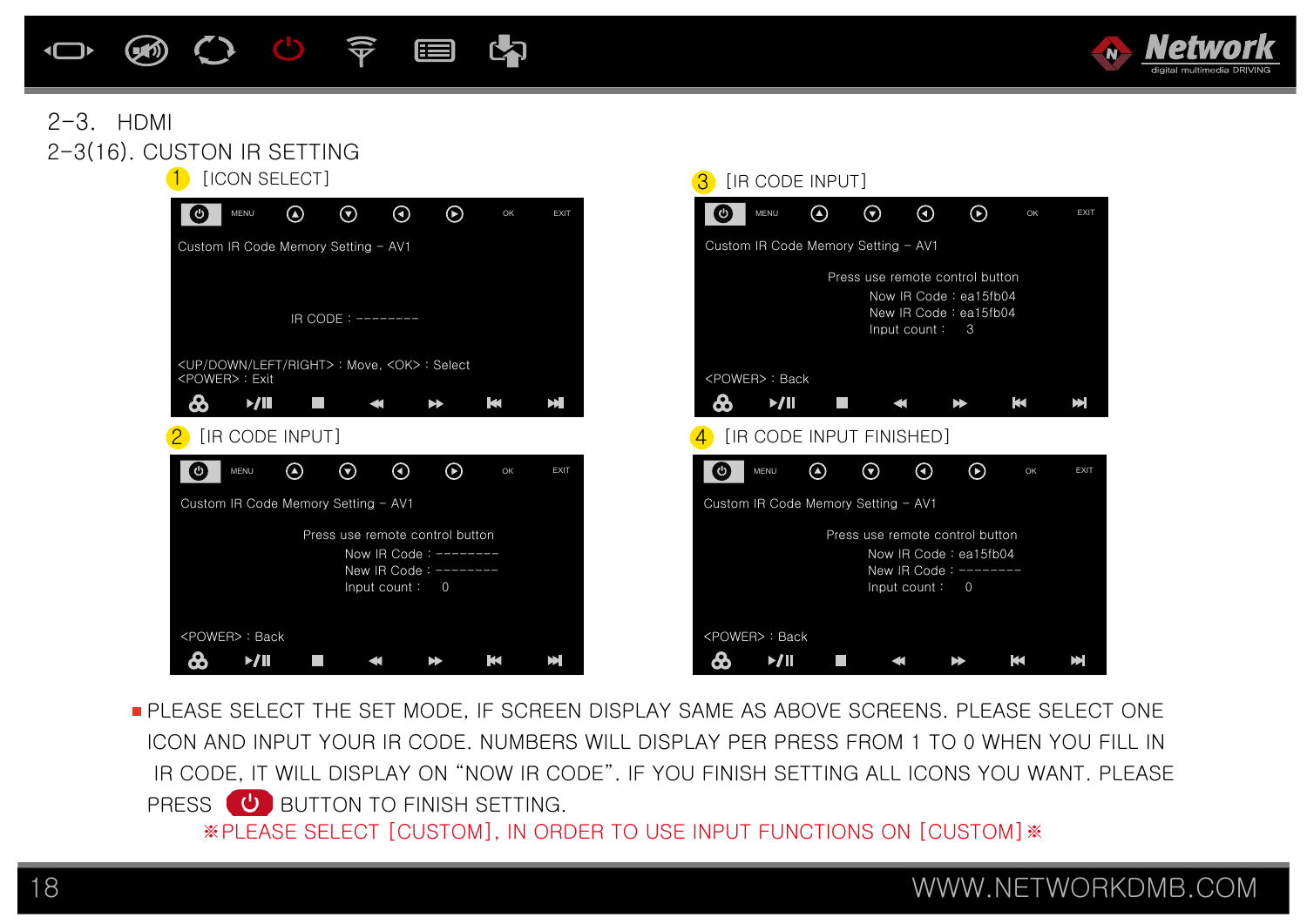## 2-3. HDMI

### 2-3(16). CUSTON IR SETTING

① [ICON SELECT]

MENU OK EXIT

Custom IR Code Memory Setting - AV1

IR CODE : --------

<UP/DOWN/LEFT/RIGHT> : Move, <OK> : Select
<POWER> : Exit

② [IR CODE INPUT]

MENU OK EXIT

Custom IR Code Memory Setting - AV1

Press use remote control button
Now IR Code : --------
New IR Code : --------
Input count : 0

<POWER> : Back

③ [IR CODE INPUT]

MENU OK EXIT

Custom IR Code Memory Setting - AV1

Press use remote control button
Now IR Code : ea15fb04
New IR Code : ea15fb04
Input count : 3

<POWER> : Back

④ [IR CODE INPUT FINISHED]

MENU OK EXIT

Custom IR Code Memory Setting - AV1

Press use remote control button
Now IR Code : ea15fb04
New IR Code : --------
Input count : 0

<POWER> : Back

- PLEASE SELECT THE SET MODE, IF SCREEN DISPLAY SAME AS ABOVE SCREENS. PLEASE SELECT ONE ICON AND INPUT YOUR IR CODE. NUMBERS WILL DISPLAY PER PRESS FROM 1 TO 0 WHEN YOU FILL IN IR CODE, IT WILL DISPLAY ON "NOW IR CODE". IF YOU FINISH SETTING ALL ICONS YOU WANT. PLEASE PRESS ⏻ BUTTON TO FINISH SETTING.

※PLEASE SELECT [CUSTOM], IN ORDER TO USE INPUT FUNCTIONS ON [CUSTOM]※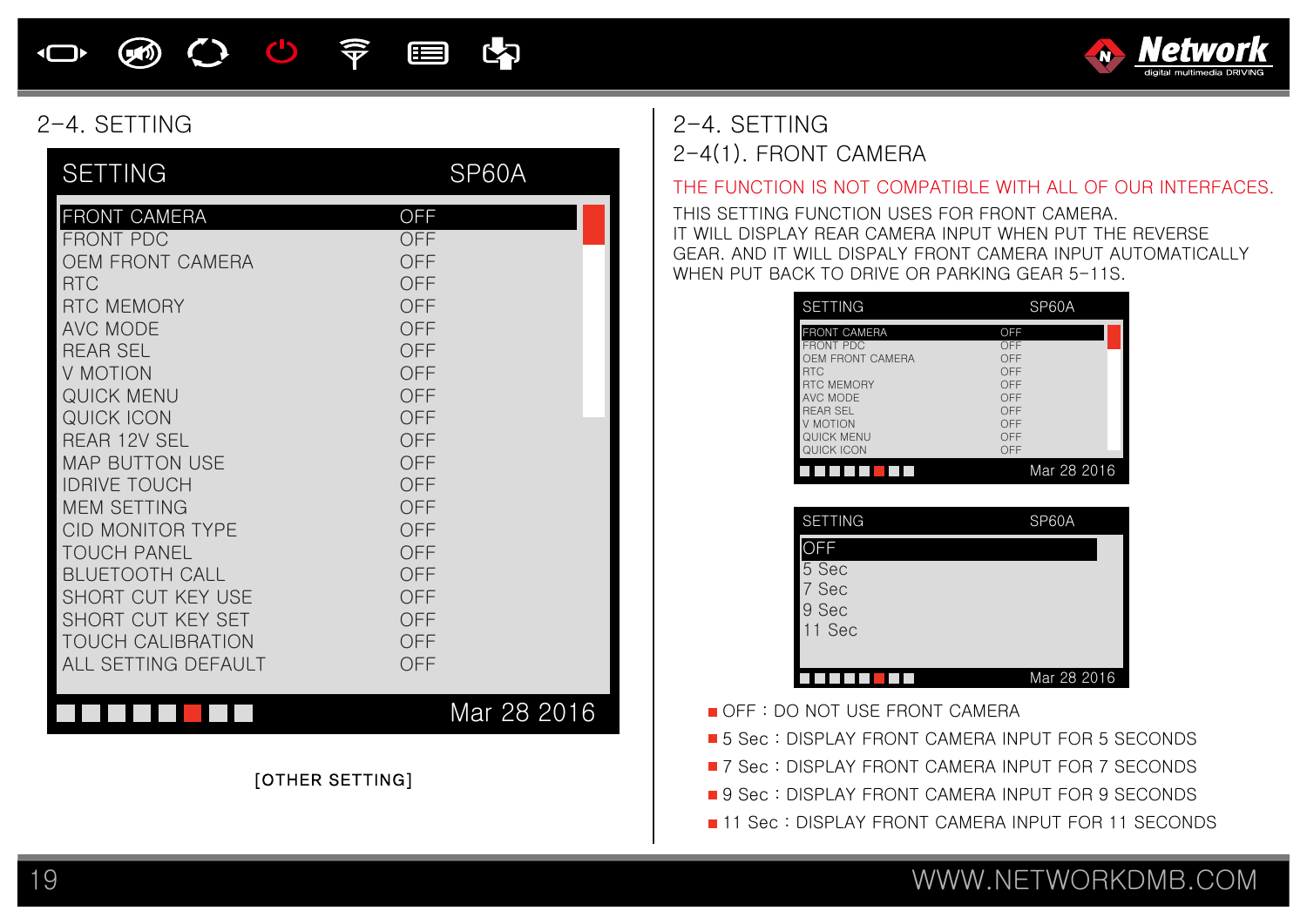## 2-4. SETTING

| SETTING | SP60A |
|---|---|
| FRONT CAMERA | OFF |
| FRONT PDC | OFF |
| OEM FRONT CAMERA | OFF |
| RTC | OFF |
| RTC MEMORY | OFF |
| AVC MODE | OFF |
| REAR SEL | OFF |
| V MOTION | OFF |
| QUICK MENU | OFF |
| QUICK ICON | OFF |
| REAR 12V SEL | OFF |
| MAP BUTTON USE | OFF |
| IDRIVE TOUCH | OFF |
| MEM SETTING | OFF |
| CID MONITOR TYPE | OFF |
| TOUCH PANEL | OFF |
| BLUETOOTH CALL | OFF |
| SHORT CUT KEY USE | OFF |
| SHORT CUT KEY SET | OFF |
| TOUCH CALIBRATION | OFF |
| ALL SETTING DEFAULT | OFF |
| | Mar 28 2016 |

[OTHER SETTING]

## 2-4. SETTING

### 2-4(1). FRONT CAMERA

THE FUNCTION IS NOT COMPATIBLE WITH ALL OF OUR INTERFACES.

THIS SETTING FUNCTION USES FOR FRONT CAMERA.
IT WILL DISPLAY REAR CAMERA INPUT WHEN PUT THE REVERSE GEAR. AND IT WILL DISPALY FRONT CAMERA INPUT AUTOMATICALLY WHEN PUT BACK TO DRIVE OR PARKING GEAR 5-11S.

| SETTING | SP60A |
|---|---|
| FRONT CAMERA | OFF |
| FRONT PDC | OFF |
| OEM FRONT CAMERA | OFF |
| RTC | OFF |
| RTC MEMORY | OFF |
| AVC MODE | OFF |
| REAR SEL | OFF |
| V MOTION | OFF |
| QUICK MENU | OFF |
| QUICK ICON | OFF |
| | Mar 28 2016 |

| SETTING | SP60A |
|---|---|
| OFF | |
| 5 Sec | |
| 7 Sec | |
| 9 Sec | |
| 11 Sec | |
| | Mar 28 2016 |

- OFF : DO NOT USE FRONT CAMERA
- 5 Sec : DISPLAY FRONT CAMERA INPUT FOR 5 SECONDS
- 7 Sec : DISPLAY FRONT CAMERA INPUT FOR 7 SECONDS
- 9 Sec : DISPLAY FRONT CAMERA INPUT FOR 9 SECONDS
- 11 Sec : DISPLAY FRONT CAMERA INPUT FOR 11 SECONDS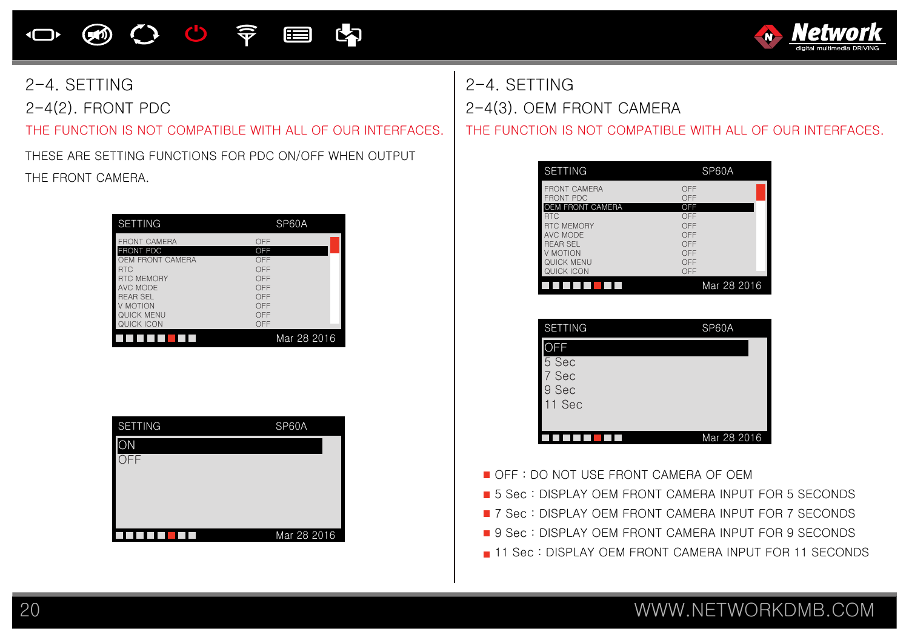## 2-4. SETTING

### 2-4(2). FRONT PDC

THE FUNCTION IS NOT COMPATIBLE WITH ALL OF OUR INTERFACES.

THESE ARE SETTING FUNCTIONS FOR PDC ON/OFF WHEN OUTPUT THE FRONT CAMERA.

| SETTING | SP60A |
|---|---|
| FRONT CAMERA | OFF |
| FRONT PDC | OFF |
| OEM FRONT CAMERA | OFF |
| RTC | OFF |
| RTC MEMORY | OFF |
| AVC MODE | OFF |
| REAR SEL | OFF |
| V MOTION | OFF |
| QUICK MENU | OFF |
| QUICK ICON | OFF |
| | Mar 28 2016 |

| SETTING | SP60A |
|---|---|
| ON | |
| OFF | |
| | Mar 28 2016 |

## 2-4. SETTING

### 2-4(3). OEM FRONT CAMERA

THE FUNCTION IS NOT COMPATIBLE WITH ALL OF OUR INTERFACES.

| SETTING | SP60A |
|---|---|
| FRONT CAMERA | OFF |
| FRONT PDC | OFF |
| OEM FRONT CAMERA | OFF |
| RTC | OFF |
| RTC MEMORY | OFF |
| AVC MODE | OFF |
| REAR SEL | OFF |
| V MOTION | OFF |
| QUICK MENU | OFF |
| QUICK ICON | OFF |
| | Mar 28 2016 |

| SETTING | SP60A |
|---|---|
| OFF | |
| 5 Sec | |
| 7 Sec | |
| 9 Sec | |
| 11 Sec | |
| | Mar 28 2016 |

- OFF : DO NOT USE FRONT CAMERA OF OEM
- 5 Sec : DISPLAY OEM FRONT CAMERA INPUT FOR 5 SECONDS
- 7 Sec : DISPLAY OEM FRONT CAMERA INPUT FOR 7 SECONDS
- 9 Sec : DISPLAY OEM FRONT CAMERA INPUT FOR 9 SECONDS
- 11 Sec : DISPLAY OEM FRONT CAMERA INPUT FOR 11 SECONDS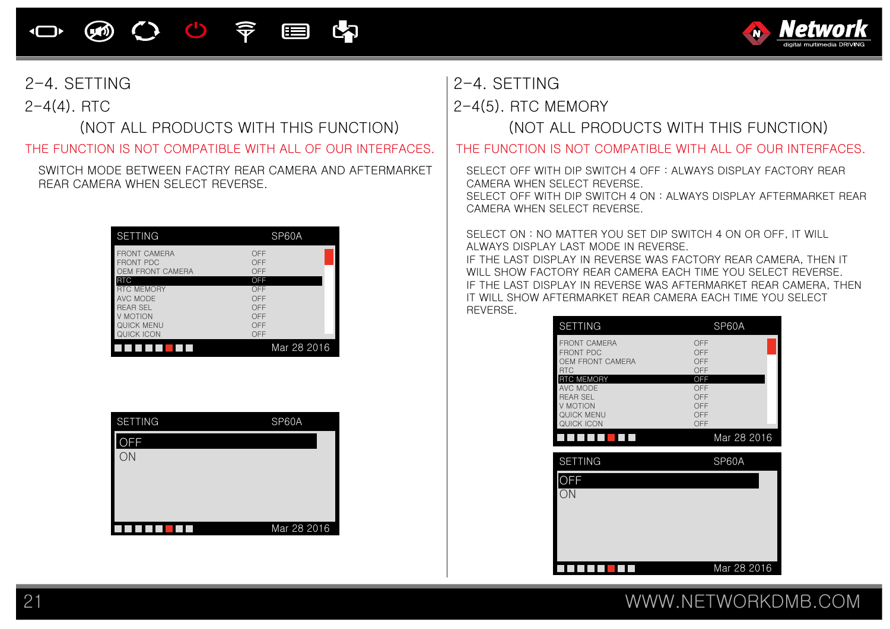## 2-4. SETTING

### 2-4(4). RTC

(NOT ALL PRODUCTS WITH THIS FUNCTION)

THE FUNCTION IS NOT COMPATIBLE WITH ALL OF OUR INTERFACES.

SWITCH MODE BETWEEN FACTRY REAR CAMERA AND AFTERMARKET REAR CAMERA WHEN SELECT REVERSE.

| SETTING | SP60A |
|---|---|
| FRONT CAMERA | OFF |
| FRONT PDC | OFF |
| OEM FRONT CAMERA | OFF |
| RTC | OFF |
| RTC MEMORY | OFF |
| AVC MODE | OFF |
| REAR SEL | OFF |
| V MOTION | OFF |
| QUICK MENU | OFF |
| QUICK ICON | OFF |
| | Mar 28 2016 |

| SETTING | SP60A |
|---|---|
| OFF | |
| ON | |
| | Mar 28 2016 |

## 2-4. SETTING

### 2-4(5). RTC MEMORY

(NOT ALL PRODUCTS WITH THIS FUNCTION)

THE FUNCTION IS NOT COMPATIBLE WITH ALL OF OUR INTERFACES.

SELECT OFF WITH DIP SWITCH 4 OFF : ALWAYS DISPLAY FACTORY REAR CAMERA WHEN SELECT REVERSE.
SELECT OFF WITH DIP SWITCH 4 ON : ALWAYS DISPLAY AFTERMARKET REAR CAMERA WHEN SELECT REVERSE.

SELECT ON : NO MATTER YOU SET DIP SWITCH 4 ON OR OFF, IT WILL ALWAYS DISPLAY LAST MODE IN REVERSE.
IF THE LAST DISPLAY IN REVERSE WAS FACTORY REAR CAMERA, THEN IT WILL SHOW FACTORY REAR CAMERA EACH TIME YOU SELECT REVERSE.
IF THE LAST DISPLAY IN REVERSE WAS AFTERMARKET REAR CAMERA, THEN IT WILL SHOW AFTERMARKET REAR CAMERA EACH TIME YOU SELECT REVERSE.

| SETTING | SP60A |
|---|---|
| FRONT CAMERA | OFF |
| FRONT PDC | OFF |
| OEM FRONT CAMERA | OFF |
| RTC | OFF |
| RTC MEMORY | OFF |
| AVC MODE | OFF |
| REAR SEL | OFF |
| V MOTION | OFF |
| QUICK MENU | OFF |
| QUICK ICON | OFF |
| | Mar 28 2016 |

| SETTING | SP60A |
|---|---|
| OFF | |
| ON | |
| | Mar 28 2016 |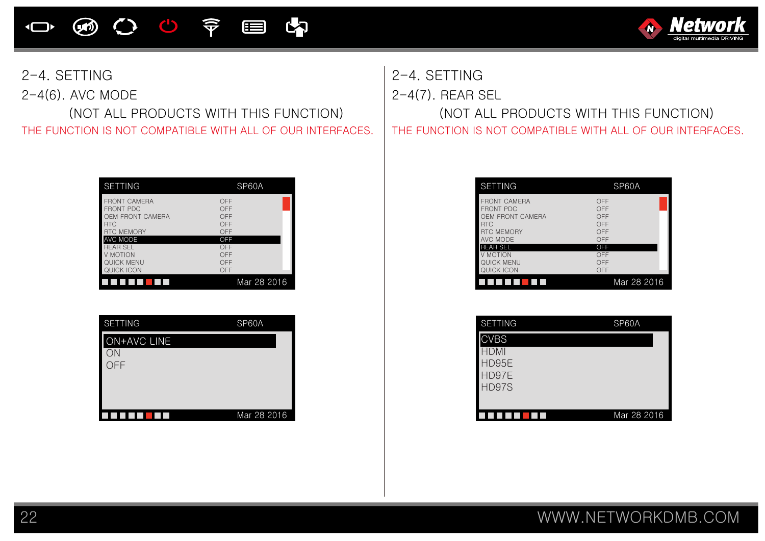## 2-4. SETTING

### 2-4(6). AVC MODE

(NOT ALL PRODUCTS WITH THIS FUNCTION)

THE FUNCTION IS NOT COMPATIBLE WITH ALL OF OUR INTERFACES.

| SETTING | SP60A |
|---|---|
| FRONT CAMERA | OFF |
| FRONT PDC | OFF |
| OEM FRONT CAMERA | OFF |
| RTC | OFF |
| RTC MEMORY | OFF |
| **AVC MODE** | **OFF** |
| REAR SEL | OFF |
| V MOTION | OFF |
| QUICK MENU | OFF |
| QUICK ICON | OFF |
| | Mar 28 2016 |

SETTING SP60A

- **ON+AVC LINE**
- ON
- OFF

Mar 28 2016

## 2-4. SETTING

### 2-4(7). REAR SEL

(NOT ALL PRODUCTS WITH THIS FUNCTION)

THE FUNCTION IS NOT COMPATIBLE WITH ALL OF OUR INTERFACES.

| SETTING | SP60A |
|---|---|
| FRONT CAMERA | OFF |
| FRONT PDC | OFF |
| OEM FRONT CAMERA | OFF |
| RTC | OFF |
| RTC MEMORY | OFF |
| AVC MODE | OFF |
| **REAR SEL** | **OFF** |
| V MOTION | OFF |
| QUICK MENU | OFF |
| QUICK ICON | OFF |
| | Mar 28 2016 |

SETTING SP60A

- **CVBS**
- HDMI
- HD95E
- HD97E
- HD97S

Mar 28 2016

WWW.NETWORKDMB.COM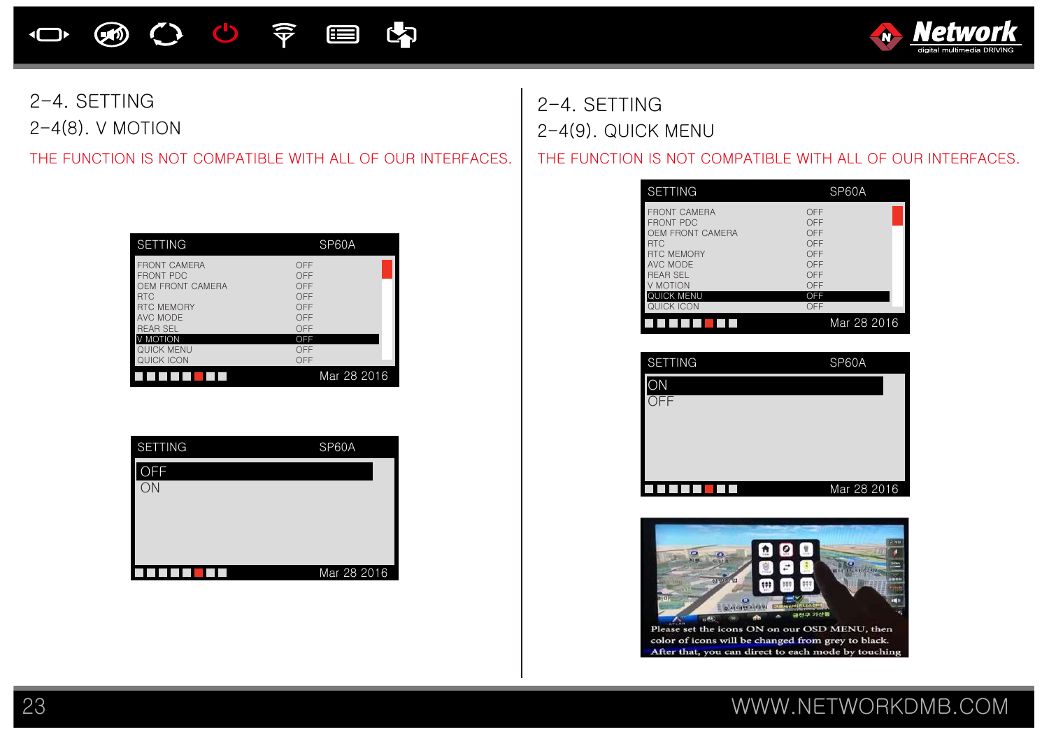# 2-4. SETTING

## 2-4(8). V MOTION

THE FUNCTION IS NOT COMPATIBLE WITH ALL OF OUR INTERFACES.

| SETTING | SP60A |
|---|---|
| FRONT CAMERA | OFF |
| FRONT PDC | OFF |
| OEM FRONT CAMERA | OFF |
| RTC | OFF |
| RTC MEMORY | OFF |
| AVC MODE | OFF |
| REAR SEL | OFF |
| V MOTION | OFF |
| QUICK MENU | OFF |
| QUICK ICON | OFF |
| | Mar 28 2016 |

| SETTING | SP60A |
|---|---|
| OFF | |
| ON | |
| | Mar 28 2016 |

# 2-4. SETTING

## 2-4(9). QUICK MENU

THE FUNCTION IS NOT COMPATIBLE WITH ALL OF OUR INTERFACES.

| SETTING | SP60A |
|---|---|
| FRONT CAMERA | OFF |
| FRONT PDC | OFF |
| OEM FRONT CAMERA | OFF |
| RTC | OFF |
| RTC MEMORY | OFF |
| AVC MODE | OFF |
| REAR SEL | OFF |
| V MOTION | OFF |
| QUICK MENU | OFF |
| QUICK ICON | OFF |
| | Mar 28 2016 |

| SETTING | SP60A |
|---|---|
| ON | |
| OFF | |
| | Mar 28 2016 |

Please set the icons ON on our OSD MENU, then color of icons will be changed from grey to black. After that, you can direct to each mode by touching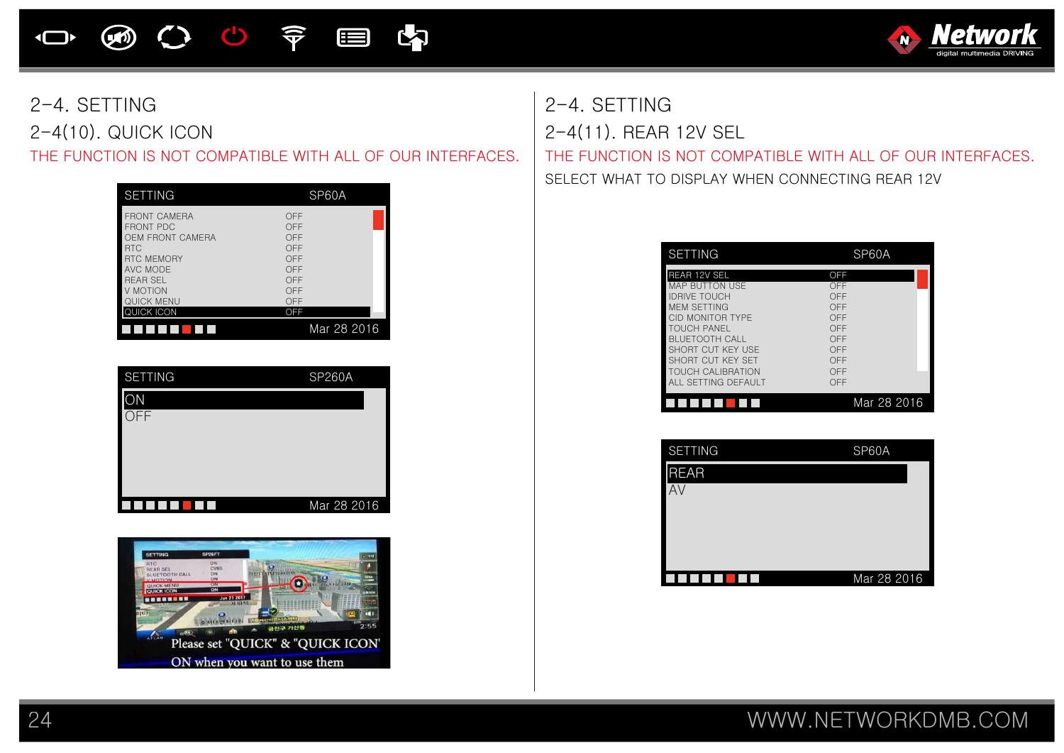## 2-4. SETTING

### 2-4(10). QUICK ICON

THE FUNCTION IS NOT COMPATIBLE WITH ALL OF OUR INTERFACES.

| SETTING | SP60A |
|---|---|
| FRONT CAMERA | OFF |
| FRONT PDC | OFF |
| OEM FRONT CAMERA | OFF |
| RTC | OFF |
| RTC MEMORY | OFF |
| AVC MODE | OFF |
| REAR SEL | OFF |
| V MOTION | OFF |
| QUICK MENU | OFF |
| QUICK ICON | OFF |

Mar 28 2016

| SETTING | SP260A |
|---|---|
| ON | |
| OFF | |

Mar 28 2016

Please set "QUICK" & "QUICK ICON" ON when you want to use them

## 2-4. SETTING

### 2-4(11). REAR 12V SEL

THE FUNCTION IS NOT COMPATIBLE WITH ALL OF OUR INTERFACES.

SELECT WHAT TO DISPLAY WHEN CONNECTING REAR 12V

| SETTING | SP60A |
|---|---|
| REAR 12V SEL | OFF |
| MAP BUTTON USE | OFF |
| IDRIVE TOUCH | OFF |
| MEM SETTING | OFF |
| CID MONITOR TYPE | OFF |
| TOUCH PANEL | OFF |
| BLUETOOTH CALL | OFF |
| SHORT CUT KEY USE | OFF |
| SHORT CUT KEY SET | OFF |
| TOUCH CALIBRATION | OFF |
| ALL SETTING DEFAULT | OFF |

Mar 28 2016

| SETTING | SP60A |
|---|---|
| REAR | |
| AV | |

Mar 28 2016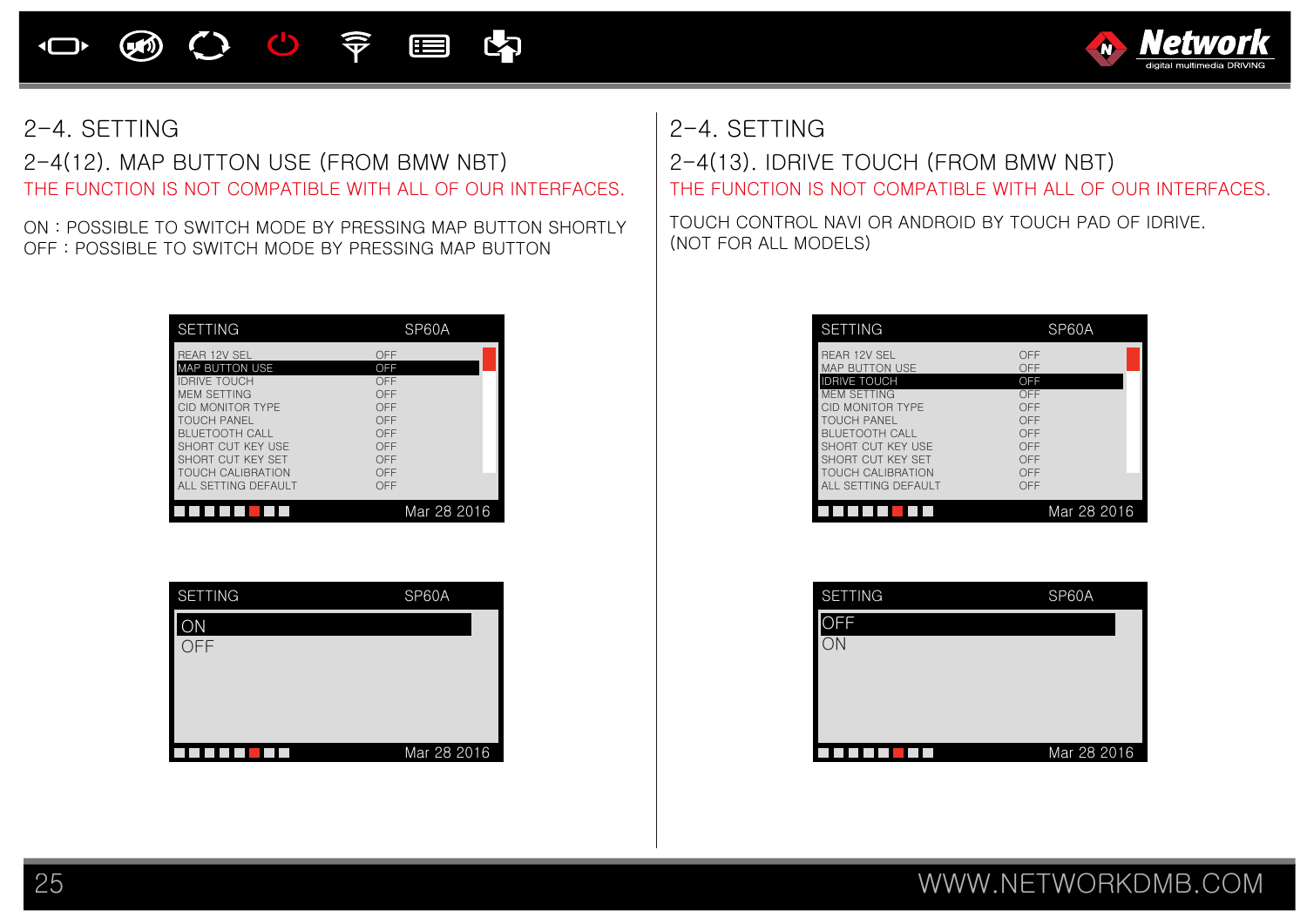## 2-4. SETTING

### 2-4(12). MAP BUTTON USE (FROM BMW NBT)

THE FUNCTION IS NOT COMPATIBLE WITH ALL OF OUR INTERFACES.

ON : POSSIBLE TO SWITCH MODE BY PRESSING MAP BUTTON SHORTLY
OFF : POSSIBLE TO SWITCH MODE BY PRESSING MAP BUTTON

| SETTING | SP60A |
|---|---|
| REAR 12V SEL | OFF |
| MAP BUTTON USE | OFF |
| IDRIVE TOUCH | OFF |
| MEM SETTING | OFF |
| CID MONITOR TYPE | OFF |
| TOUCH PANEL | OFF |
| BLUETOOTH CALL | OFF |
| SHORT CUT KEY USE | OFF |
| SHORT CUT KEY SET | OFF |
| TOUCH CALIBRATION | OFF |
| ALL SETTING DEFAULT | OFF |

Mar 28 2016

SETTING SP60A

ON
OFF

Mar 28 2016

## 2-4. SETTING

### 2-4(13). IDRIVE TOUCH (FROM BMW NBT)

THE FUNCTION IS NOT COMPATIBLE WITH ALL OF OUR INTERFACES.

TOUCH CONTROL NAVI OR ANDROID BY TOUCH PAD OF IDRIVE.
(NOT FOR ALL MODELS)

| SETTING | SP60A |
|---|---|
| REAR 12V SEL | OFF |
| MAP BUTTON USE | OFF |
| IDRIVE TOUCH | OFF |
| MEM SETTING | OFF |
| CID MONITOR TYPE | OFF |
| TOUCH PANEL | OFF |
| BLUETOOTH CALL | OFF |
| SHORT CUT KEY USE | OFF |
| SHORT CUT KEY SET | OFF |
| TOUCH CALIBRATION | OFF |
| ALL SETTING DEFAULT | OFF |

Mar 28 2016

SETTING SP60A

OFF
ON

Mar 28 2016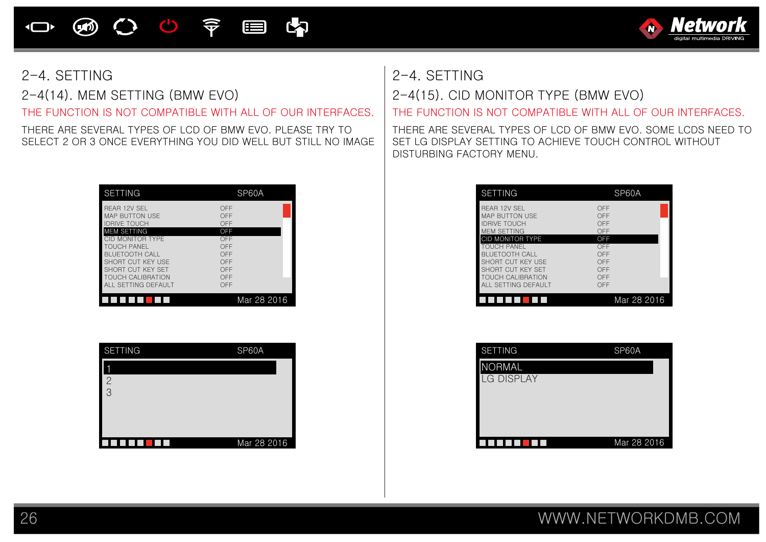# 2-4. SETTING

## 2-4(14). MEM SETTING (BMW EVO)

THE FUNCTION IS NOT COMPATIBLE WITH ALL OF OUR INTERFACES.

THERE ARE SEVERAL TYPES OF LCD OF BMW EVO. PLEASE TRY TO SELECT 2 OR 3 ONCE EVERYTHING YOU DID WELL BUT STILL NO IMAGE

| SETTING | SP60A |
|---|---|
| REAR 12V SEL | OFF |
| MAP BUTTON USE | OFF |
| IDRIVE TOUCH | OFF |
| **MEM SETTING** | **OFF** |
| CID MONITOR TYPE | OFF |
| TOUCH PANEL | OFF |
| BLUETOOTH CALL | OFF |
| SHORT CUT KEY USE | OFF |
| SHORT CUT KEY SET | OFF |
| TOUCH CALIBRATION | OFF |
| ALL SETTING DEFAULT | OFF |

Mar 28 2016

| SETTING | SP60A |
|---|---|
| **1** | |
| 2 | |
| 3 | |

Mar 28 2016

# 2-4. SETTING

## 2-4(15). CID MONITOR TYPE (BMW EVO)

THE FUNCTION IS NOT COMPATIBLE WITH ALL OF OUR INTERFACES.

THERE ARE SEVERAL TYPES OF LCD OF BMW EVO. SOME LCDS NEED TO SET LG DISPLAY SETTING TO ACHIEVE TOUCH CONTROL WITHOUT DISTURBING FACTORY MENU.

| SETTING | SP60A |
|---|---|
| REAR 12V SEL | OFF |
| MAP BUTTON USE | OFF |
| IDRIVE TOUCH | OFF |
| MEM SETTING | OFF |
| **CID MONITOR TYPE** | **OFF** |
| TOUCH PANEL | OFF |
| BLUETOOTH CALL | OFF |
| SHORT CUT KEY USE | OFF |
| SHORT CUT KEY SET | OFF |
| TOUCH CALIBRATION | OFF |
| ALL SETTING DEFAULT | OFF |

Mar 28 2016

| SETTING | SP60A |
|---|---|
| **NORMAL** | |
| LG DISPLAY | |

Mar 28 2016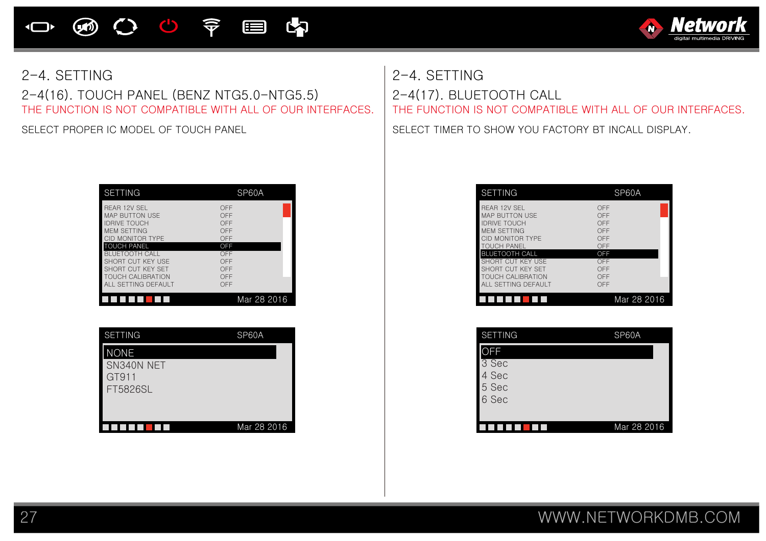## 2-4. SETTING

### 2-4(16). TOUCH PANEL (BENZ NTG5.0-NTG5.5)

THE FUNCTION IS NOT COMPATIBLE WITH ALL OF OUR INTERFACES.

SELECT PROPER IC MODEL OF TOUCH PANEL

| SETTING | SP60A |
|---|---|
| REAR 12V SEL | OFF |
| MAP BUTTON USE | OFF |
| IDRIVE TOUCH | OFF |
| MEM SETTING | OFF |
| CID MONITOR TYPE | OFF |
| TOUCH PANEL | OFF |
| BLUETOOTH CALL | OFF |
| SHORT CUT KEY USE | OFF |
| SHORT CUT KEY SET | OFF |
| TOUCH CALIBRATION | OFF |
| ALL SETTING DEFAULT | OFF |

Mar 28 2016

SETTING SP60A

- NONE
- SN340N NET
- GT911
- FT5826SL

Mar 28 2016

## 2-4. SETTING

### 2-4(17). BLUETOOTH CALL

THE FUNCTION IS NOT COMPATIBLE WITH ALL OF OUR INTERFACES.

SELECT TIMER TO SHOW YOU FACTORY BT INCALL DISPLAY.

| SETTING | SP60A |
|---|---|
| REAR 12V SEL | OFF |
| MAP BUTTON USE | OFF |
| IDRIVE TOUCH | OFF |
| MEM SETTING | OFF |
| CID MONITOR TYPE | OFF |
| TOUCH PANEL | OFF |
| BLUETOOTH CALL | OFF |
| SHORT CUT KEY USE | OFF |
| SHORT CUT KEY SET | OFF |
| TOUCH CALIBRATION | OFF |
| ALL SETTING DEFAULT | OFF |

Mar 28 2016

SETTING SP60A

- OFF
- 3 Sec
- 4 Sec
- 5 Sec
- 6 Sec

Mar 28 2016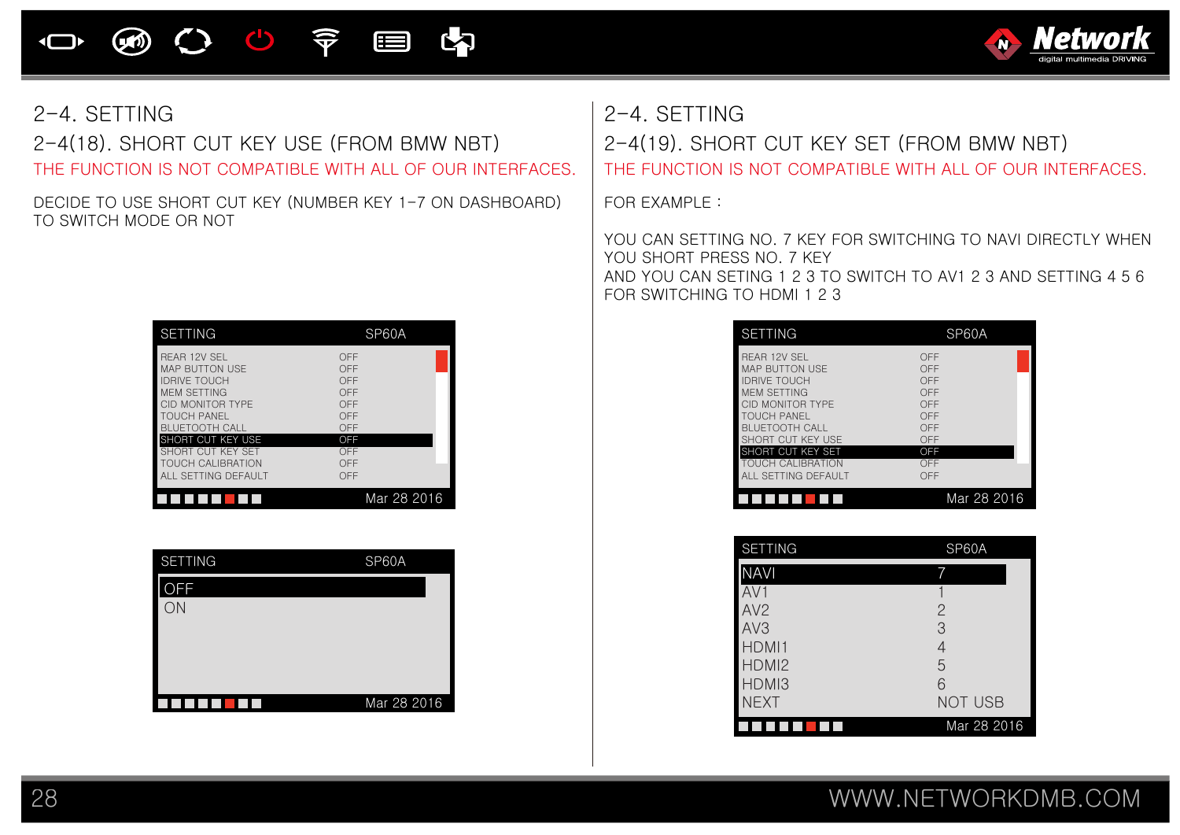## 2-4. SETTING

### 2-4(18). SHORT CUT KEY USE (FROM BMW NBT)

THE FUNCTION IS NOT COMPATIBLE WITH ALL OF OUR INTERFACES.

DECIDE TO USE SHORT CUT KEY (NUMBER KEY 1-7 ON DASHBOARD) TO SWITCH MODE OR NOT

| SETTING | SP60A |
|---|---|
| REAR 12V SEL | OFF |
| MAP BUTTON USE | OFF |
| IDRIVE TOUCH | OFF |
| MEM SETTING | OFF |
| CID MONITOR TYPE | OFF |
| TOUCH PANEL | OFF |
| BLUETOOTH CALL | OFF |
| SHORT CUT KEY USE | OFF |
| SHORT CUT KEY SET | OFF |
| TOUCH CALIBRATION | OFF |
| ALL SETTING DEFAULT | OFF |

Mar 28 2016

| SETTING | SP60A |
|---|---|
| OFF | |
| ON | |

Mar 28 2016

## 2-4. SETTING

### 2-4(19). SHORT CUT KEY SET (FROM BMW NBT)

THE FUNCTION IS NOT COMPATIBLE WITH ALL OF OUR INTERFACES.

FOR EXAMPLE :

YOU CAN SETTING NO. 7 KEY FOR SWITCHING TO NAVI DIRECTLY WHEN YOU SHORT PRESS NO. 7 KEY
AND YOU CAN SETING 1 2 3 TO SWITCH TO AV1 2 3 AND SETTING 4 5 6 FOR SWITCHING TO HDMI 1 2 3

| SETTING | SP60A |
|---|---|
| REAR 12V SEL | OFF |
| MAP BUTTON USE | OFF |
| IDRIVE TOUCH | OFF |
| MEM SETTING | OFF |
| CID MONITOR TYPE | OFF |
| TOUCH PANEL | OFF |
| BLUETOOTH CALL | OFF |
| SHORT CUT KEY USE | OFF |
| SHORT CUT KEY SET | OFF |
| TOUCH CALIBRATION | OFF |
| ALL SETTING DEFAULT | OFF |

Mar 28 2016

| SETTING | SP60A |
|---|---|
| NAVI | 7 |
| AV1 | 1 |
| AV2 | 2 |
| AV3 | 3 |
| HDMI1 | 4 |
| HDMI2 | 5 |
| HDMI3 | 6 |
| NEXT | NOT USB |

Mar 28 2016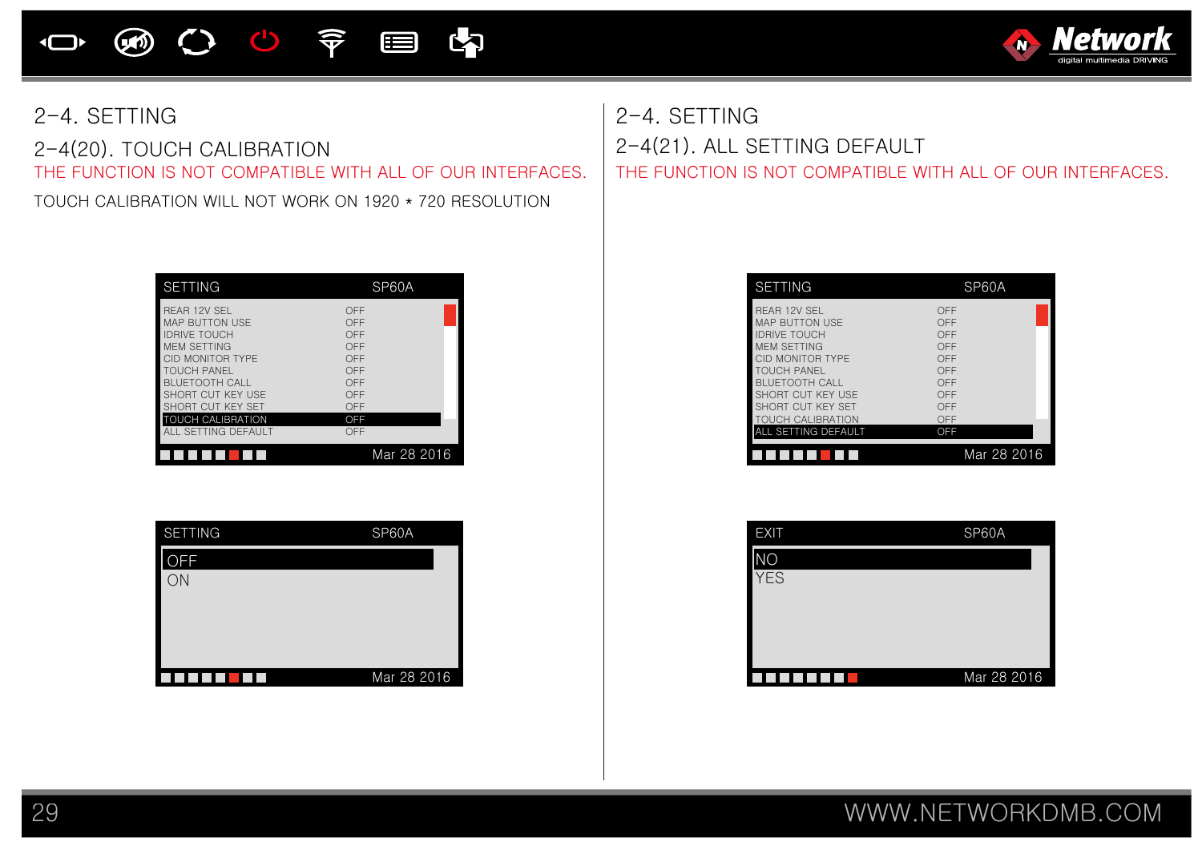## 2-4. SETTING

### 2-4(20). TOUCH CALIBRATION

THE FUNCTION IS NOT COMPATIBLE WITH ALL OF OUR INTERFACES.

TOUCH CALIBRATION WILL NOT WORK ON 1920 * 720 RESOLUTION

| SETTING | SP60A |
| --- | --- |
| REAR 12V SEL | OFF |
| MAP BUTTON USE | OFF |
| IDRIVE TOUCH | OFF |
| MEM SETTING | OFF |
| CID MONITOR TYPE | OFF |
| TOUCH PANEL | OFF |
| BLUETOOTH CALL | OFF |
| SHORT CUT KEY USE | OFF |
| SHORT CUT KEY SET | OFF |
| TOUCH CALIBRATION | OFF |
| ALL SETTING DEFAULT | OFF |
| | Mar 28 2016 |

| SETTING | SP60A |
| --- | --- |
| OFF | |
| ON | |
| | Mar 28 2016 |

## 2-4. SETTING

### 2-4(21). ALL SETTING DEFAULT

THE FUNCTION IS NOT COMPATIBLE WITH ALL OF OUR INTERFACES.

| SETTING | SP60A |
| --- | --- |
| REAR 12V SEL | OFF |
| MAP BUTTON USE | OFF |
| IDRIVE TOUCH | OFF |
| MEM SETTING | OFF |
| CID MONITOR TYPE | OFF |
| TOUCH PANEL | OFF |
| BLUETOOTH CALL | OFF |
| SHORT CUT KEY USE | OFF |
| SHORT CUT KEY SET | OFF |
| TOUCH CALIBRATION | OFF |
| ALL SETTING DEFAULT | OFF |
| | Mar 28 2016 |

| EXIT | SP60A |
| --- | --- |
| NO | |
| YES | |
| | Mar 28 2016 |

WWW.NETWORKDMB.COM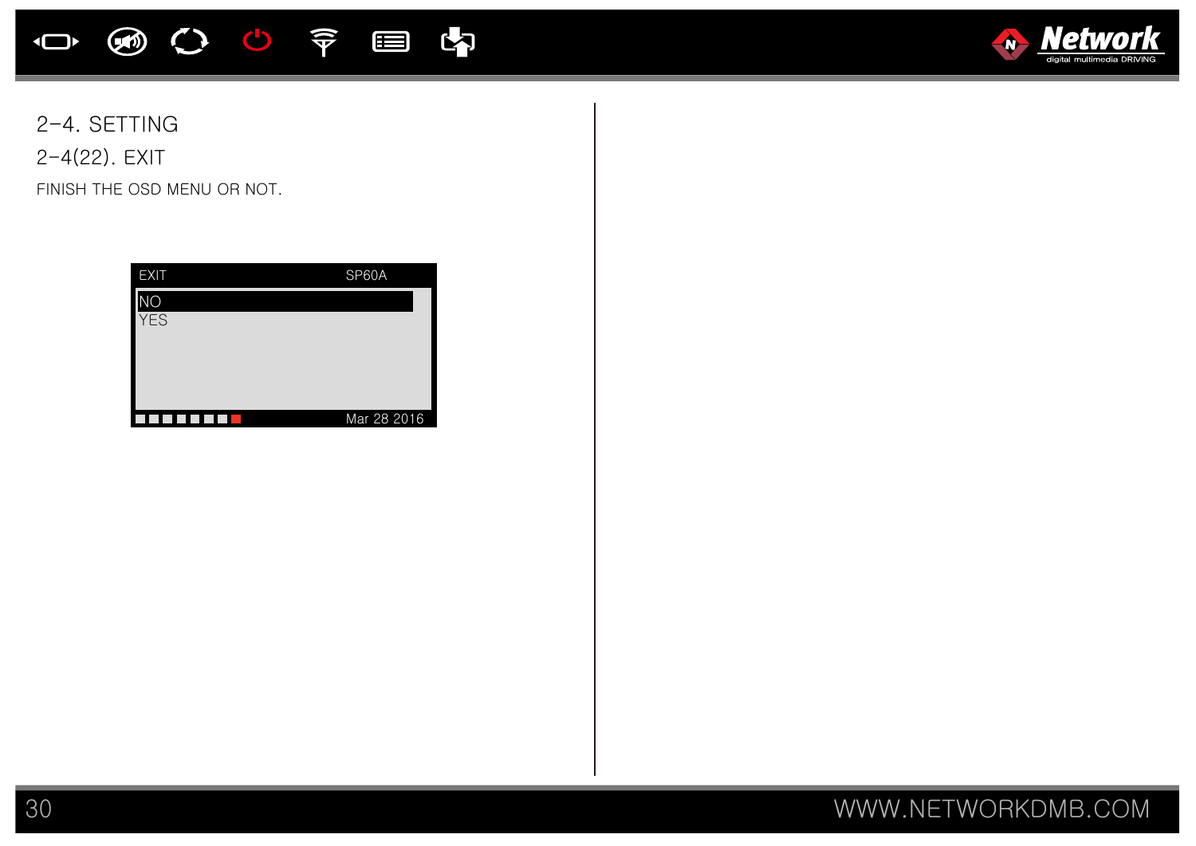## 2-4. SETTING

### 2-4(22). EXIT

FINISH THE OSD MENU OR NOT.

```
EXIT                    SP60A
NO
YES

                  Mar 28 2016
```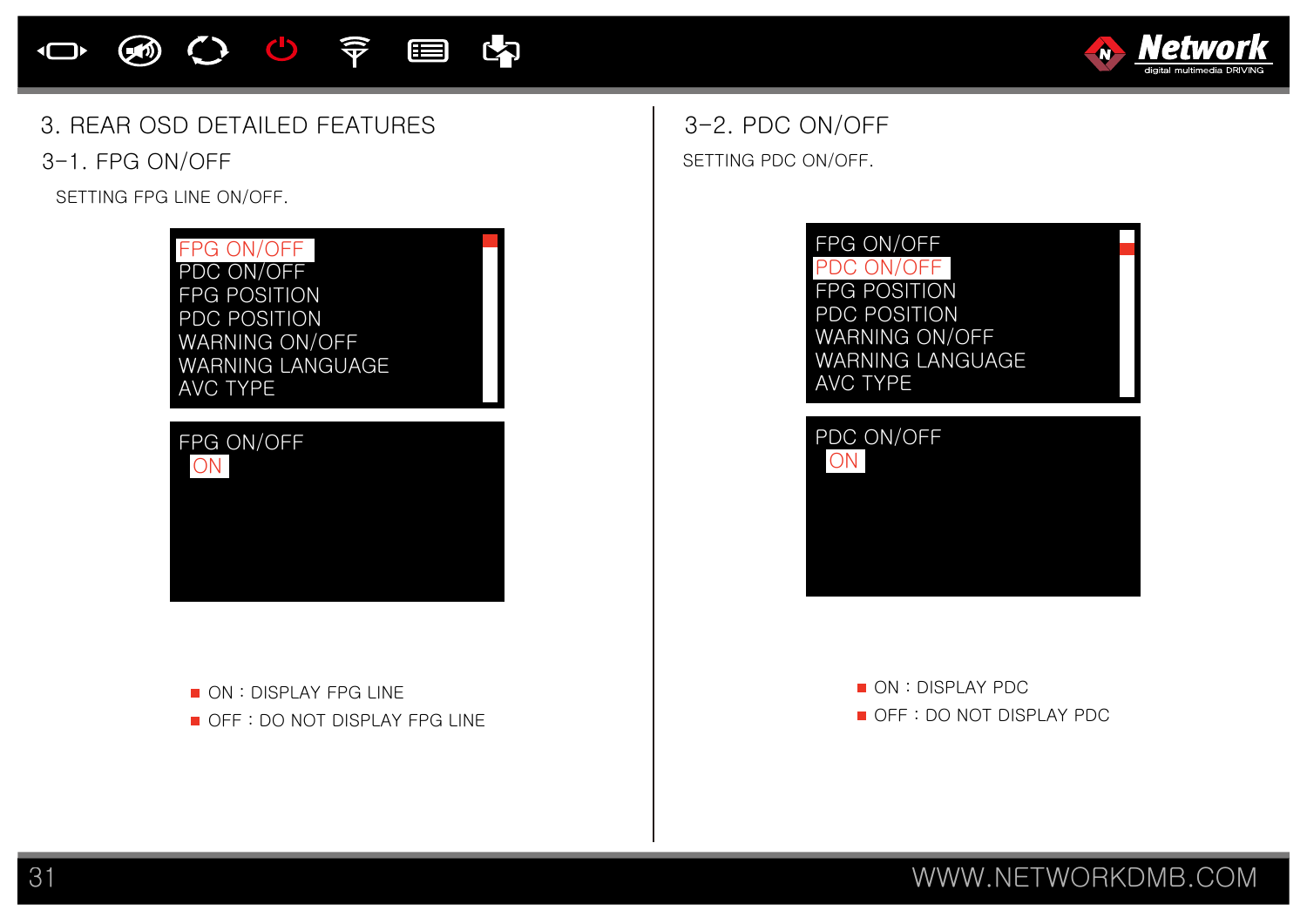# 3. REAR OSD DETAILED FEATURES

## 3-1. FPG ON/OFF

SETTING FPG LINE ON/OFF.

FPG ON/OFF
PDC ON/OFF
FPG POSITION
PDC POSITION
WARNING ON/OFF
WARNING LANGUAGE
AVC TYPE

FPG ON/OFF
ON

- ON : DISPLAY FPG LINE
- OFF : DO NOT DISPLAY FPG LINE

## 3-2. PDC ON/OFF

SETTING PDC ON/OFF.

FPG ON/OFF
PDC ON/OFF
FPG POSITION
PDC POSITION
WARNING ON/OFF
WARNING LANGUAGE
AVC TYPE

PDC ON/OFF
ON

- ON : DISPLAY PDC
- OFF : DO NOT DISPLAY PDC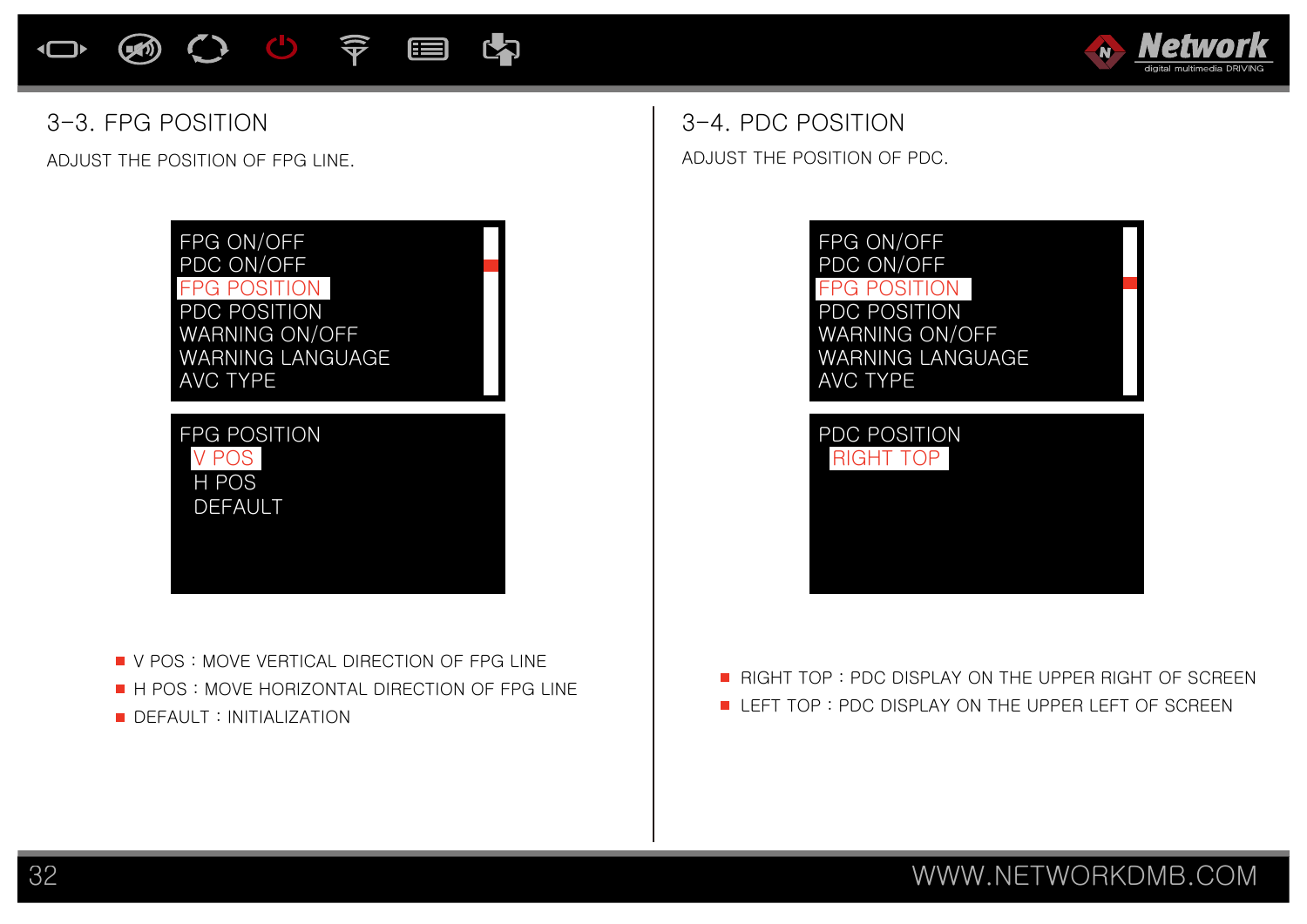## 3-3. FPG POSITION

ADJUST THE POSITION OF FPG LINE.

FPG ON/OFF
PDC ON/OFF
FPG POSITION
PDC POSITION
WARNING ON/OFF
WARNING LANGUAGE
AVC TYPE

FPG POSITION
V POS
H POS
DEFAULT

- V POS : MOVE VERTICAL DIRECTION OF FPG LINE
- H POS : MOVE HORIZONTAL DIRECTION OF FPG LINE
- DEFAULT : INITIALIZATION

## 3-4. PDC POSITION

ADJUST THE POSITION OF PDC.

FPG ON/OFF
PDC ON/OFF
FPG POSITION
PDC POSITION
WARNING ON/OFF
WARNING LANGUAGE
AVC TYPE

PDC POSITION
RIGHT TOP

- RIGHT TOP : PDC DISPLAY ON THE UPPER RIGHT OF SCREEN
- LEFT TOP : PDC DISPLAY ON THE UPPER LEFT OF SCREEN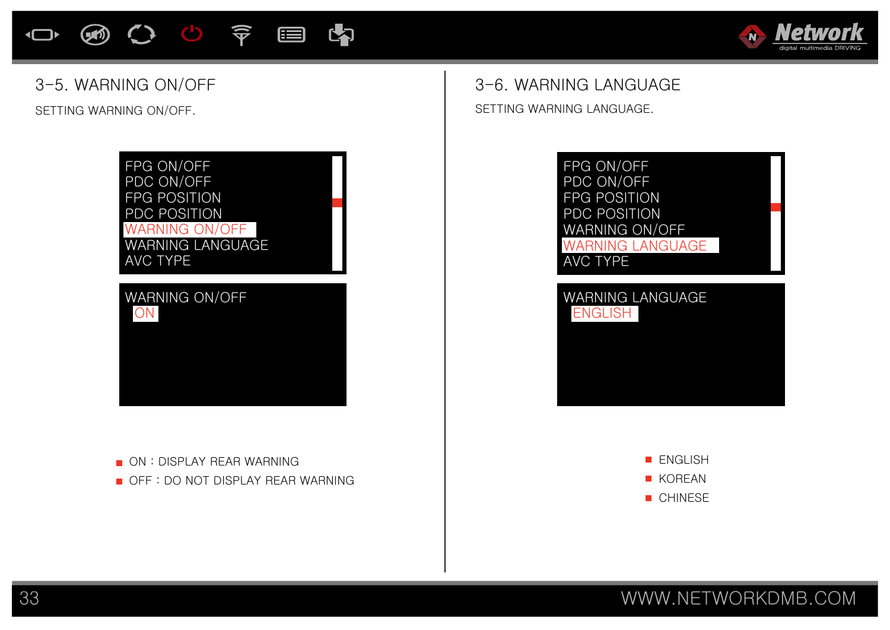## 3-5. WARNING ON/OFF

SETTING WARNING ON/OFF.

FPG ON/OFF
PDC ON/OFF
FPG POSITION
PDC POSITION
WARNING ON/OFF
WARNING LANGUAGE
AVC TYPE

WARNING ON/OFF
ON

- ON : DISPLAY REAR WARNING
- OFF : DO NOT DISPLAY REAR WARNING

## 3-6. WARNING LANGUAGE

SETTING WARNING LANGUAGE.

FPG ON/OFF
PDC ON/OFF
FPG POSITION
PDC POSITION
WARNING ON/OFF
WARNING LANGUAGE
AVC TYPE

WARNING LANGUAGE
ENGLISH

- ENGLISH
- KOREAN
- CHINESE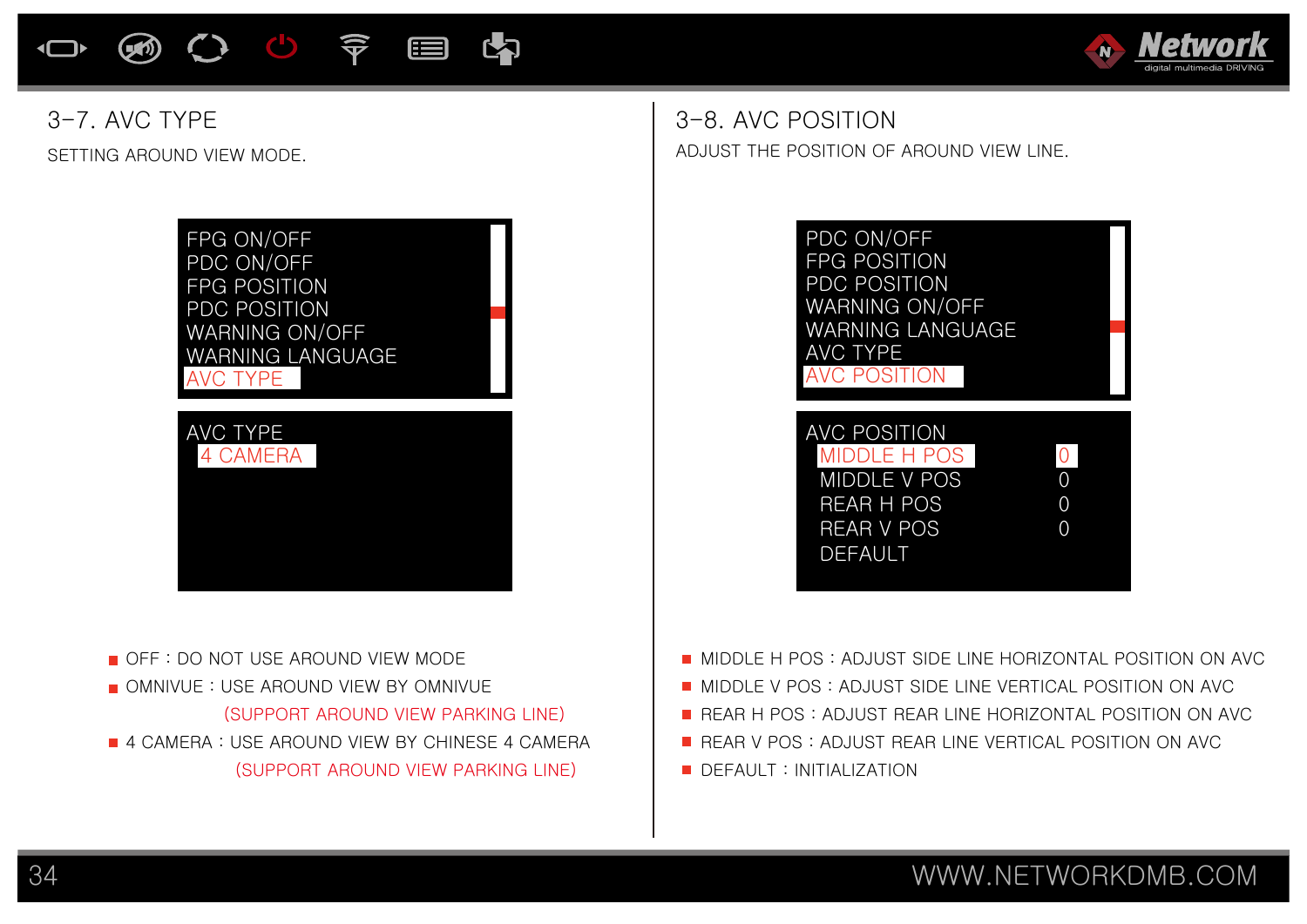## 3-7. AVC TYPE

SETTING AROUND VIEW MODE.

```
FPG ON/OFF
PDC ON/OFF
FPG POSITION
PDC POSITION
WARNING ON/OFF
WARNING LANGUAGE
AVC TYPE
```

```
AVC TYPE
  4 CAMERA
```

- OFF : DO NOT USE AROUND VIEW MODE
- OMNIVUE : USE AROUND VIEW BY OMNIVUE
  (SUPPORT AROUND VIEW PARKING LINE)
- 4 CAMERA : USE AROUND VIEW BY CHINESE 4 CAMERA
  (SUPPORT AROUND VIEW PARKING LINE)

## 3-8. AVC POSITION

ADJUST THE POSITION OF AROUND VIEW LINE.

```
PDC ON/OFF
FPG POSITION
PDC POSITION
WARNING ON/OFF
WARNING LANGUAGE
AVC TYPE
AVC POSITION
```

```
AVC POSITION
  MIDDLE H POS    0
  MIDDLE V POS    0
  REAR H POS      0
  REAR V POS      0
  DEFAULT
```

- MIDDLE H POS : ADJUST SIDE LINE HORIZONTAL POSITION ON AVC
- MIDDLE V POS : ADJUST SIDE LINE VERTICAL POSITION ON AVC
- REAR H POS : ADJUST REAR LINE HORIZONTAL POSITION ON AVC
- REAR V POS : ADJUST REAR LINE VERTICAL POSITION ON AVC
- DEFAULT : INITIALIZATION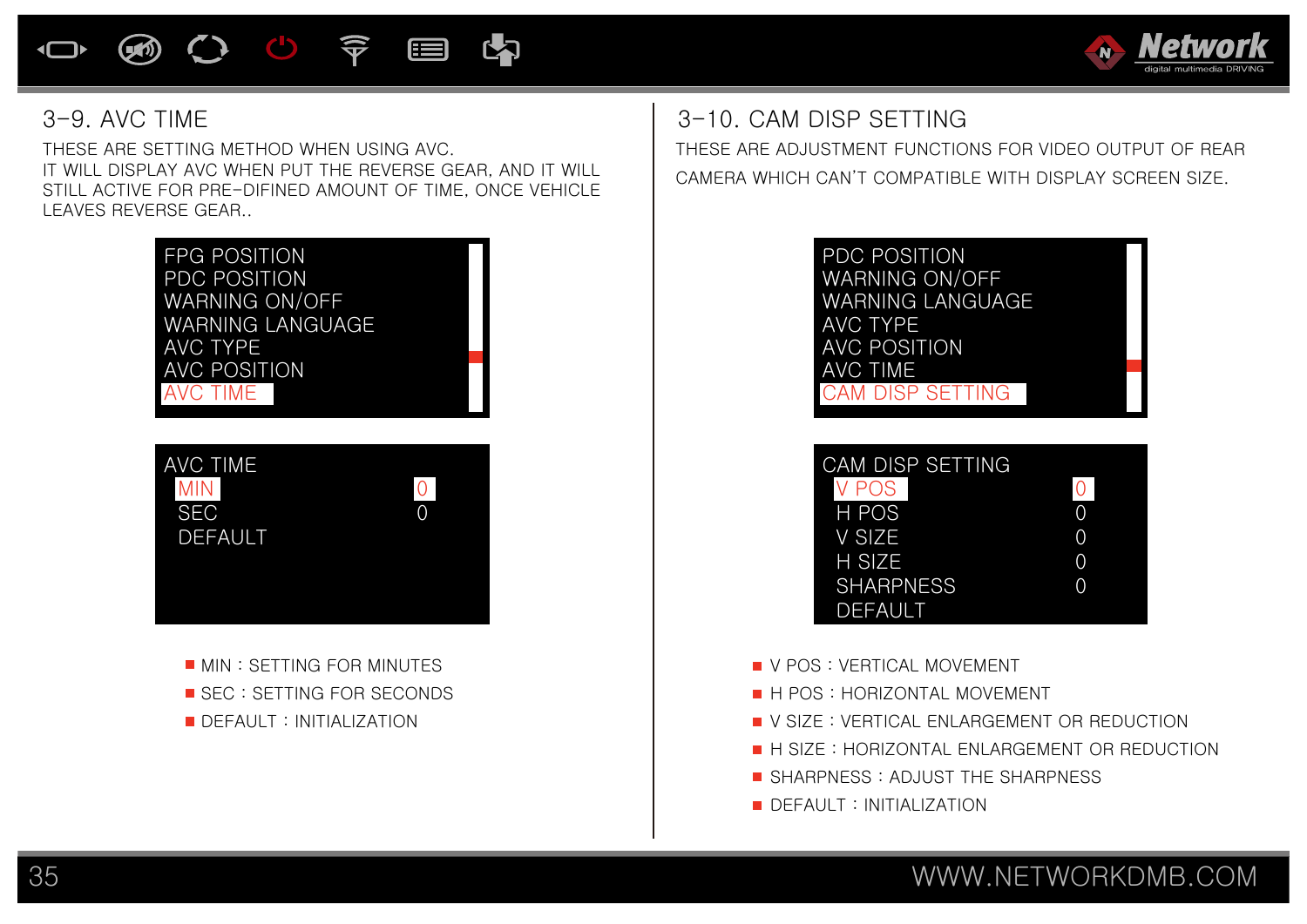## 3-9. AVC TIME

THESE ARE SETTING METHOD WHEN USING AVC.
IT WILL DISPLAY AVC WHEN PUT THE REVERSE GEAR, AND IT WILL STILL ACTIVE FOR PRE-DIFINED AMOUNT OF TIME, ONCE VEHICLE LEAVES REVERSE GEAR..

```
FPG POSITION
PDC POSITION
WARNING ON/OFF
WARNING LANGUAGE
AVC TYPE
AVC POSITION
AVC TIME
```

```
AVC TIME
  MIN          0
  SEC          0
  DEFAULT
```

- MIN : SETTING FOR MINUTES
- SEC : SETTING FOR SECONDS
- DEFAULT : INITIALIZATION

## 3-10. CAM DISP SETTING

THESE ARE ADJUSTMENT FUNCTIONS FOR VIDEO OUTPUT OF REAR CAMERA WHICH CAN'T COMPATIBLE WITH DISPLAY SCREEN SIZE.

```
PDC POSITION
WARNING ON/OFF
WARNING LANGUAGE
AVC TYPE
AVC POSITION
AVC TIME
CAM DISP SETTING
```

```
CAM DISP SETTING
  V POS        0
  H POS        0
  V SIZE       0
  H SIZE       0
  SHARPNESS    0
  DEFAULT
```

- V POS : VERTICAL MOVEMENT
- H POS : HORIZONTAL MOVEMENT
- V SIZE : VERTICAL ENLARGEMENT OR REDUCTION
- H SIZE : HORIZONTAL ENLARGEMENT OR REDUCTION
- SHARPNESS : ADJUST THE SHARPNESS
- DEFAULT : INITIALIZATION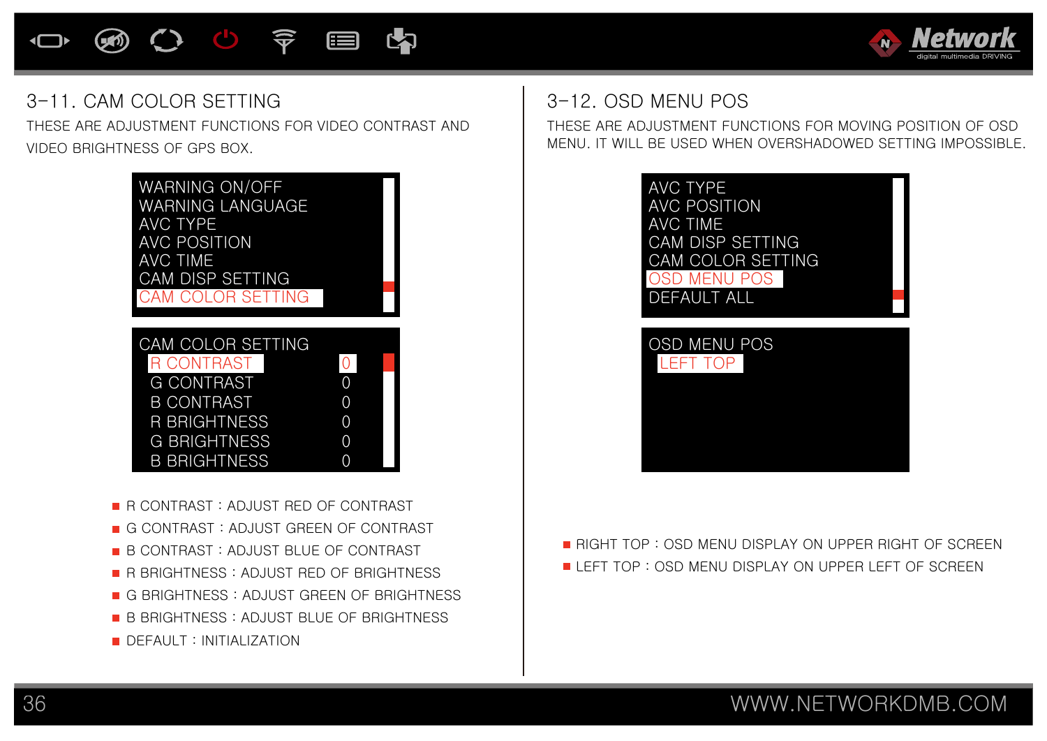## 3-11. CAM COLOR SETTING

THESE ARE ADJUSTMENT FUNCTIONS FOR VIDEO CONTRAST AND VIDEO BRIGHTNESS OF GPS BOX.

```
WARNING ON/OFF
WARNING LANGUAGE
AVC TYPE
AVC POSITION
AVC TIME
CAM DISP SETTING
CAM COLOR SETTING
```

```
CAM COLOR SETTING
  R CONTRAST      0
  G CONTRAST      0
  B CONTRAST      0
  R BRIGHTNESS    0
  G BRIGHTNESS    0
  B BRIGHTNESS    0
```

- R CONTRAST : ADJUST RED OF CONTRAST
- G CONTRAST : ADJUST GREEN OF CONTRAST
- B CONTRAST : ADJUST BLUE OF CONTRAST
- R BRIGHTNESS : ADJUST RED OF BRIGHTNESS
- G BRIGHTNESS : ADJUST GREEN OF BRIGHTNESS
- B BRIGHTNESS : ADJUST BLUE OF BRIGHTNESS
- DEFAULT : INITIALIZATION

## 3-12. OSD MENU POS

THESE ARE ADJUSTMENT FUNCTIONS FOR MOVING POSITION OF OSD MENU. IT WILL BE USED WHEN OVERSHADOWED SETTING IMPOSSIBLE.

```
AVC TYPE
AVC POSITION
AVC TIME
CAM DISP SETTING
CAM COLOR SETTING
OSD MENU POS
DEFAULT ALL
```

```
OSD MENU POS
  LEFT TOP
```

- RIGHT TOP : OSD MENU DISPLAY ON UPPER RIGHT OF SCREEN
- LEFT TOP : OSD MENU DISPLAY ON UPPER LEFT OF SCREEN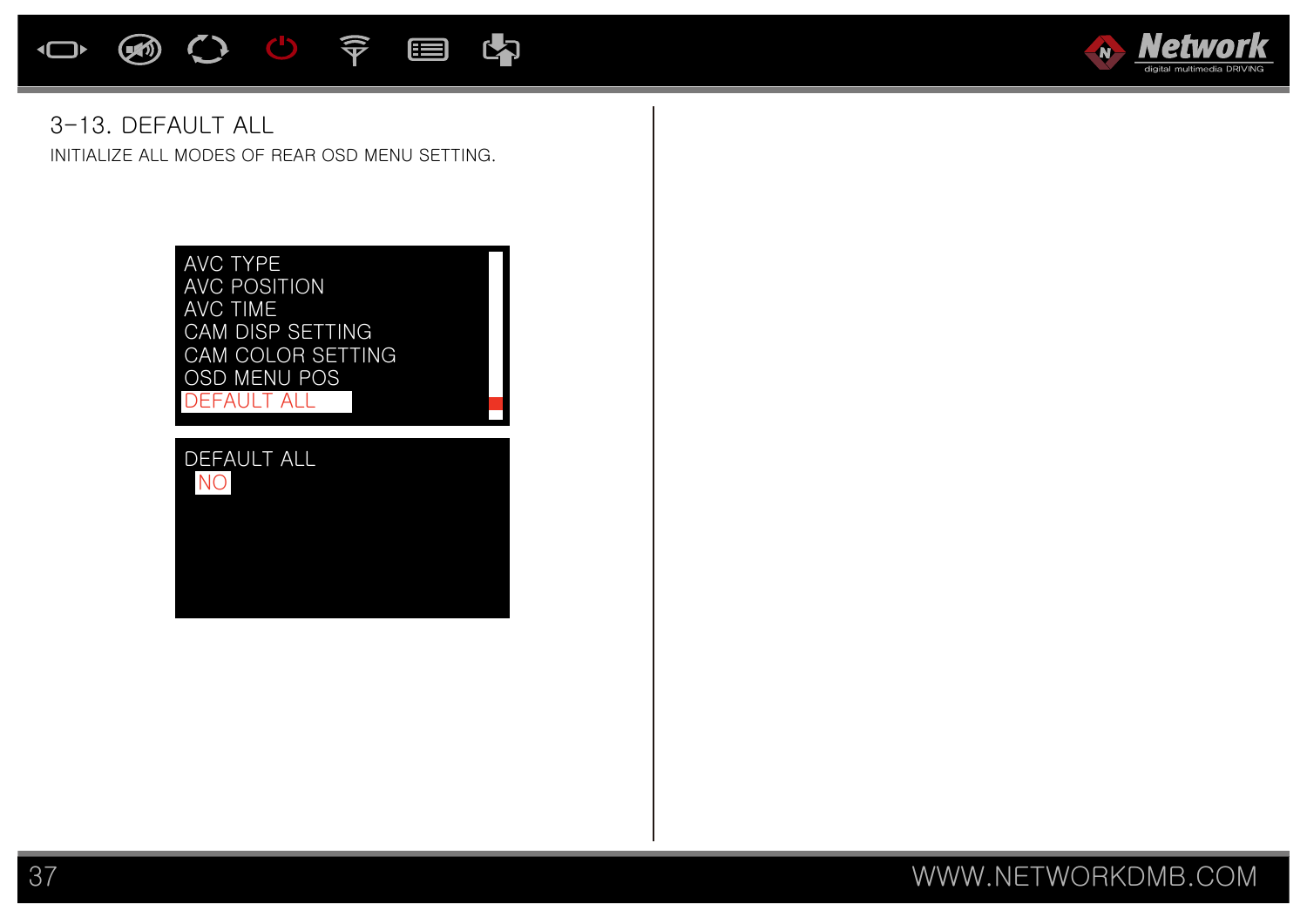## 3-13. DEFAULT ALL

INITIALIZE ALL MODES OF REAR OSD MENU SETTING.

AVC TYPE
AVC POSITION
AVC TIME
CAM DISP SETTING
CAM COLOR SETTING
OSD MENU POS
DEFAULT ALL

DEFAULT ALL
NO